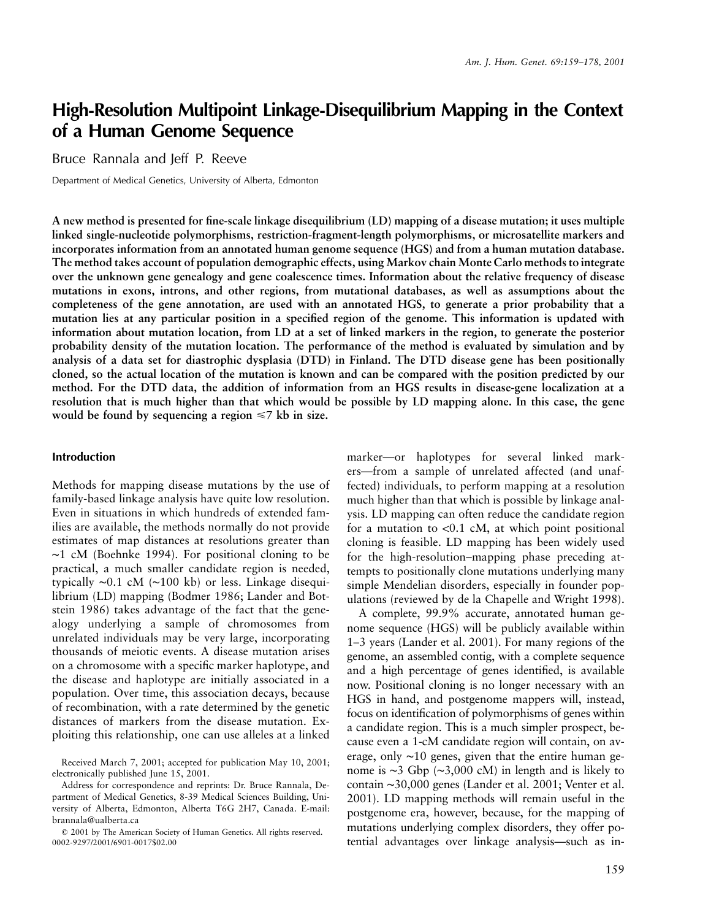# High-Resolution Multipoint Linkage-Disequilibrium Mapping in the Context of a Human Genome Sequence

Bruce Rannala and Jeff P. Reeve

Department of Medical Genetics, University of Alberta, Edmonton

**A new method is presented for fine-scale linkage disequilibrium (LD) mapping of a disease mutation; it uses multiple linked single-nucleotide polymorphisms, restriction-fragment-length polymorphisms, or microsatellite markers and incorporates information from an annotated human genome sequence (HGS) and from a human mutation database. The method takes account of population demographic effects, using Markov chain Monte Carlo methods to integrate over the unknown gene genealogy and gene coalescence times. Information about the relative frequency of disease mutations in exons, introns, and other regions, from mutational databases, as well as assumptions about the completeness of the gene annotation, are used with an annotated HGS, to generate a prior probability that a mutation lies at any particular position in a specified region of the genome. This information is updated with information about mutation location, from LD at a set of linked markers in the region, to generate the posterior probability density of the mutation location. The performance of the method is evaluated by simulation and by analysis of a data set for diastrophic dysplasia (DTD) in Finland. The DTD disease gene has been positionally cloned, so the actual location of the mutation is known and can be compared with the position predicted by our method. For the DTD data, the addition of information from an HGS results in disease-gene localization at a resolution that is much higher than that which would be possible by LD mapping alone. In this case, the gene would be found by sequencing a region ⩽7 kb in size.**

## Introduction

Methods for mapping disease mutations by the use of family-based linkage analysis have quite low resolution. Even in situations in which hundreds of extended families are available, the methods normally do not provide estimates of map distances at resolutions greater than ~1 cM (Boehnke 1994). For positional cloning to be practical, a much smaller candidate region is needed, typically ~0.1 cM (~100 kb) or less. Linkage disequilibrium (LD) mapping (Bodmer 1986; Lander and Botstein 1986) takes advantage of the fact that the genealogy underlying a sample of chromosomes from unrelated individuals may be very large, incorporating thousands of meiotic events. A disease mutation arises on a chromosome with a specific marker haplotype, and the disease and haplotype are initially associated in a population. Over time, this association decays, because of recombination, with a rate determined by the genetic distances of markers from the disease mutation. Exploiting this relationship, one can use alleles at a linked marker—or haplotypes for several linked markers—from a sample of unrelated affected (and unaffected) individuals, to perform mapping at a resolution much higher than that which is possible by linkage analysis. LD mapping can often reduce the candidate region for a mutation to <0.1 cM, at which point positional cloning is feasible. LD mapping has been widely used for the high-resolution–mapping phase preceding attempts to positionally clone mutations underlying many simple Mendelian disorders, especially in founder populations (reviewed by de la Chapelle and Wright 1998).

A complete, 99.9% accurate, annotated human genome sequence (HGS) will be publicly available within 1–3 years (Lander et al. 2001). For many regions of the genome, an assembled contig, with a complete sequence and a high percentage of genes identified, is available now. Positional cloning is no longer necessary with an HGS in hand, and postgenome mappers will, instead, focus on identification of polymorphisms of genes within a candidate region. This is a much simpler prospect, because even a 1-cM candidate region will contain, on average, only ~10 genes, given that the entire human genome is ~3 Gbp (~3,000 cM) in length and is likely to contain ~30,000 genes (Lander et al. 2001; Venter et al. 2001). LD mapping methods will remain useful in the postgenome era, however, because, for the mapping of mutations underlying complex disorders, they offer potential advantages over linkage analysis—such as in-

Received March 7, 2001; accepted for publication May 10, 2001; electronically published June 15, 2001.

Address for correspondence and reprints: Dr. Bruce Rannala, Department of Medical Genetics, 8-39 Medical Sciences Building, University of Alberta, Edmonton, Alberta T6G 2H7, Canada. E-mail: brannala@ualberta.ca

© 2001 by The American Society of Human Genetics. All rights reserved. 0002-9297/2001/6901-0017$02.00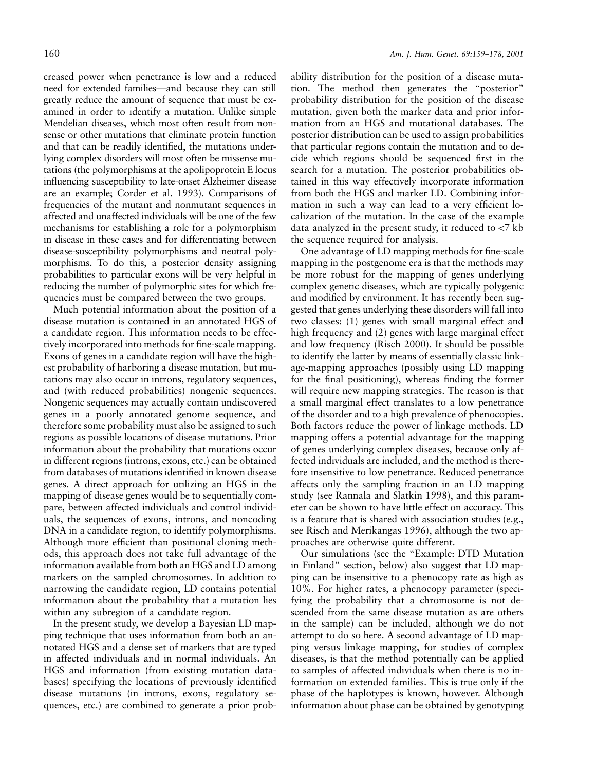creased power when penetrance is low and a reduced need for extended families—and because they can still greatly reduce the amount of sequence that must be examined in order to identify a mutation. Unlike simple Mendelian diseases, which most often result from nonsense or other mutations that eliminate protein function and that can be readily identified, the mutations underlying complex disorders will most often be missense mutations (the polymorphisms at the apolipoprotein E locus influencing susceptibility to late-onset Alzheimer disease are an example; Corder et al. 1993). Comparisons of frequencies of the mutant and nonmutant sequences in affected and unaffected individuals will be one of the few mechanisms for establishing a role for a polymorphism in disease in these cases and for differentiating between disease-susceptibility polymorphisms and neutral polymorphisms. To do this, a posterior density assigning probabilities to particular exons will be very helpful in reducing the number of polymorphic sites for which frequencies must be compared between the two groups.

Much potential information about the position of a disease mutation is contained in an annotated HGS of a candidate region. This information needs to be effectively incorporated into methods for fine-scale mapping. Exons of genes in a candidate region will have the highest probability of harboring a disease mutation, but mutations may also occur in introns, regulatory sequences, and (with reduced probabilities) nongenic sequences. Nongenic sequences may actually contain undiscovered genes in a poorly annotated genome sequence, and therefore some probability must also be assigned to such regions as possible locations of disease mutations. Prior information about the probability that mutations occur in different regions (introns, exons, etc.) can be obtained from databases of mutations identified in known disease genes. A direct approach for utilizing an HGS in the mapping of disease genes would be to sequentially compare, between affected individuals and control individuals, the sequences of exons, introns, and noncoding DNA in a candidate region, to identify polymorphisms. Although more efficient than positional cloning methods, this approach does not take full advantage of the information available from both an HGS and LD among markers on the sampled chromosomes. In addition to narrowing the candidate region, LD contains potential information about the probability that a mutation lies within any subregion of a candidate region.

In the present study, we develop a Bayesian LD mapping technique that uses information from both an annotated HGS and a dense set of markers that are typed in affected individuals and in normal individuals. An HGS and information (from existing mutation databases) specifying the locations of previously identified disease mutations (in introns, exons, regulatory sequences, etc.) are combined to generate a prior probability distribution for the position of a disease mutation. The method then generates the "posterior" probability distribution for the position of the disease mutation, given both the marker data and prior information from an HGS and mutational databases. The posterior distribution can be used to assign probabilities that particular regions contain the mutation and to decide which regions should be sequenced first in the search for a mutation. The posterior probabilities obtained in this way effectively incorporate information from both the HGS and marker LD. Combining information in such a way can lead to a very efficient localization of the mutation. In the case of the example data analyzed in the present study, it reduced to <7 kb the sequence required for analysis.

One advantage of LD mapping methods for fine-scale mapping in the postgenome era is that the methods may be more robust for the mapping of genes underlying complex genetic diseases, which are typically polygenic and modified by environment. It has recently been suggested that genes underlying these disorders will fall into two classes: (1) genes with small marginal effect and high frequency and (2) genes with large marginal effect and low frequency (Risch 2000). It should be possible to identify the latter by means of essentially classic linkage-mapping approaches (possibly using LD mapping for the final positioning), whereas finding the former will require new mapping strategies. The reason is that a small marginal effect translates to a low penetrance of the disorder and to a high prevalence of phenocopies. Both factors reduce the power of linkage methods. LD mapping offers a potential advantage for the mapping of genes underlying complex diseases, because only affected individuals are included, and the method is therefore insensitive to low penetrance. Reduced penetrance affects only the sampling fraction in an LD mapping study (see Rannala and Slatkin 1998), and this parameter can be shown to have little effect on accuracy. This is a feature that is shared with association studies (e.g., see Risch and Merikangas 1996), although the two approaches are otherwise quite different.

Our simulations (see the "Example: DTD Mutation in Finland" section, below) also suggest that LD mapping can be insensitive to a phenocopy rate as high as 10%. For higher rates, a phenocopy parameter (specifying the probability that a chromosome is not descended from the same disease mutation as are others in the sample) can be included, although we do not attempt to do so here. A second advantage of LD mapping versus linkage mapping, for studies of complex diseases, is that the method potentially can be applied to samples of affected individuals when there is no information on extended families. This is true only if the phase of the haplotypes is known, however. Although information about phase can be obtained by genotyping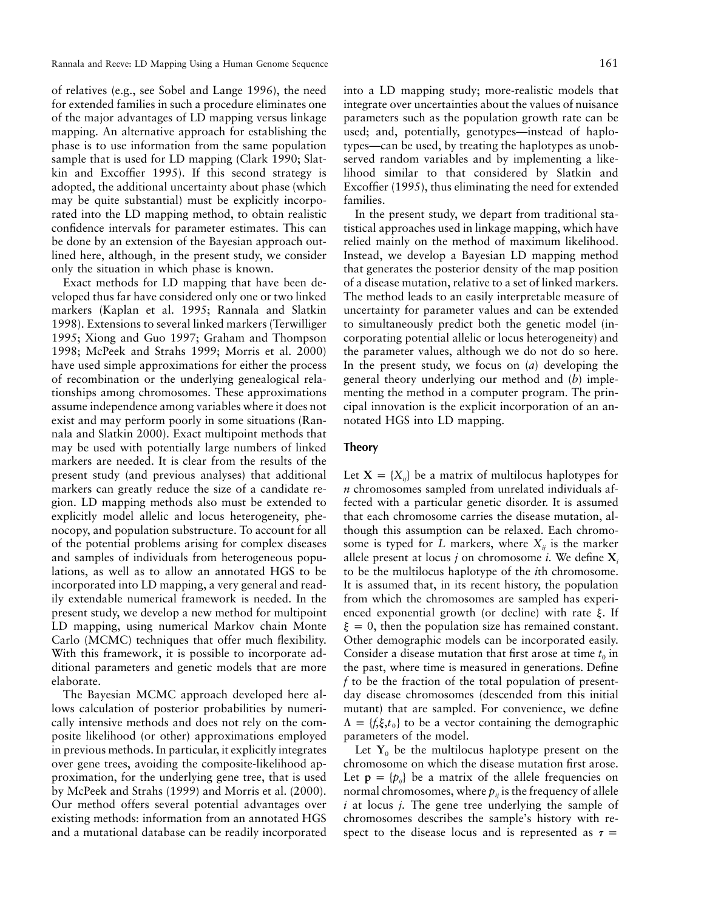of relatives (e.g., see Sobel and Lange 1996), the need for extended families in such a procedure eliminates one of the major advantages of LD mapping versus linkage mapping. An alternative approach for establishing the phase is to use information from the same population sample that is used for LD mapping (Clark 1990; Slatkin and Excoffier 1995). If this second strategy is adopted, the additional uncertainty about phase (which may be quite substantial) must be explicitly incorporated into the LD mapping method, to obtain realistic confidence intervals for parameter estimates. This can be done by an extension of the Bayesian approach outlined here, although, in the present study, we consider only the situation in which phase is known.

Exact methods for LD mapping that have been developed thus far have considered only one or two linked markers (Kaplan et al. 1995; Rannala and Slatkin 1998). Extensions to several linked markers (Terwilliger 1995; Xiong and Guo 1997; Graham and Thompson 1998; McPeek and Strahs 1999; Morris et al. 2000) have used simple approximations for either the process of recombination or the underlying genealogical relationships among chromosomes. These approximations assume independence among variables where it does not exist and may perform poorly in some situations (Rannala and Slatkin 2000). Exact multipoint methods that may be used with potentially large numbers of linked markers are needed. It is clear from the results of the present study (and previous analyses) that additional markers can greatly reduce the size of a candidate region. LD mapping methods also must be extended to explicitly model allelic and locus heterogeneity, phenocopy, and population substructure. To account for all of the potential problems arising for complex diseases and samples of individuals from heterogeneous populations, as well as to allow an annotated HGS to be incorporated into LD mapping, a very general and readily extendable numerical framework is needed. In the present study, we develop a new method for multipoint LD mapping, using numerical Markov chain Monte Carlo (MCMC) techniques that offer much flexibility. With this framework, it is possible to incorporate additional parameters and genetic models that are more elaborate.

The Bayesian MCMC approach developed here allows calculation of posterior probabilities by numerically intensive methods and does not rely on the composite likelihood (or other) approximations employed in previous methods. In particular, it explicitly integrates over gene trees, avoiding the composite-likelihood approximation, for the underlying gene tree, that is used by McPeek and Strahs (1999) and Morris et al. (2000). Our method offers several potential advantages over existing methods: information from an annotated HGS and a mutational database can be readily incorporated into a LD mapping study; more-realistic models that integrate over uncertainties about the values of nuisance parameters such as the population growth rate can be used; and, potentially, genotypes—instead of haplotypes—can be used, by treating the haplotypes as unobserved random variables and by implementing a likelihood similar to that considered by Slatkin and Excoffier (1995), thus eliminating the need for extended families.

In the present study, we depart from traditional statistical approaches used in linkage mapping, which have relied mainly on the method of maximum likelihood. Instead, we develop a Bayesian LD mapping method that generates the posterior density of the map position of a disease mutation, relative to a set of linked markers. The method leads to an easily interpretable measure of uncertainty for parameter values and can be extended to simultaneously predict both the genetic model (incorporating potential allelic or locus heterogeneity) and the parameter values, although we do not do so here. In the present study, we focus on (*a*) developing the general theory underlying our method and (*b*) implementing the method in a computer program. The principal innovation is the explicit incorporation of an annotated HGS into LD mapping.

## Theory

Let $\mathbf{X} = \{X_{ij}\}$ be a matrix of multilocus haplotypes for $n$ chromosomes sampled from unrelated individuals affected with a particular genetic disorder. It is assumed that each chromosome carries the disease mutation, although this assumption can be relaxed. Each chromosome is typed for $L$ markers, where $X_{ij}$ is the marker allele present at locus $j$ on chromosome $i$. We define $\mathbf{X}_i$ to be the multilocus haplotype of the $i$th chromosome. It is assumed that, in its recent history, the population from which the chromosomes are sampled has experienced exponential growth (or decline) with rate $\xi$. If $\xi = 0$, then the population size has remained constant. Other demographic models can be incorporated easily. Consider a disease mutation that first arose at time $t_0$ in the past, where time is measured in generations. Define $f$ to be the fraction of the total population of present-day disease chromosomes (descended from this initial mutant) that are sampled. For convenience, we define $\Lambda = \{f, \xi, t_0\}$ to be a vector containing the demographic parameters of the model.

Let $\mathbf{Y}_0$ be the multilocus haplotype present on the chromosome on which the disease mutation first arose. Let $\mathbf{p} = \{p_{ij}\}$ be a matrix of the allele frequencies on normal chromosomes, where $p_{ij}$ is the frequency of allele $i$ at locus $j$. The gene tree underlying the sample of chromosomes describes the sample's history with respect to the disease locus and is represented as $\boldsymbol{\tau} =$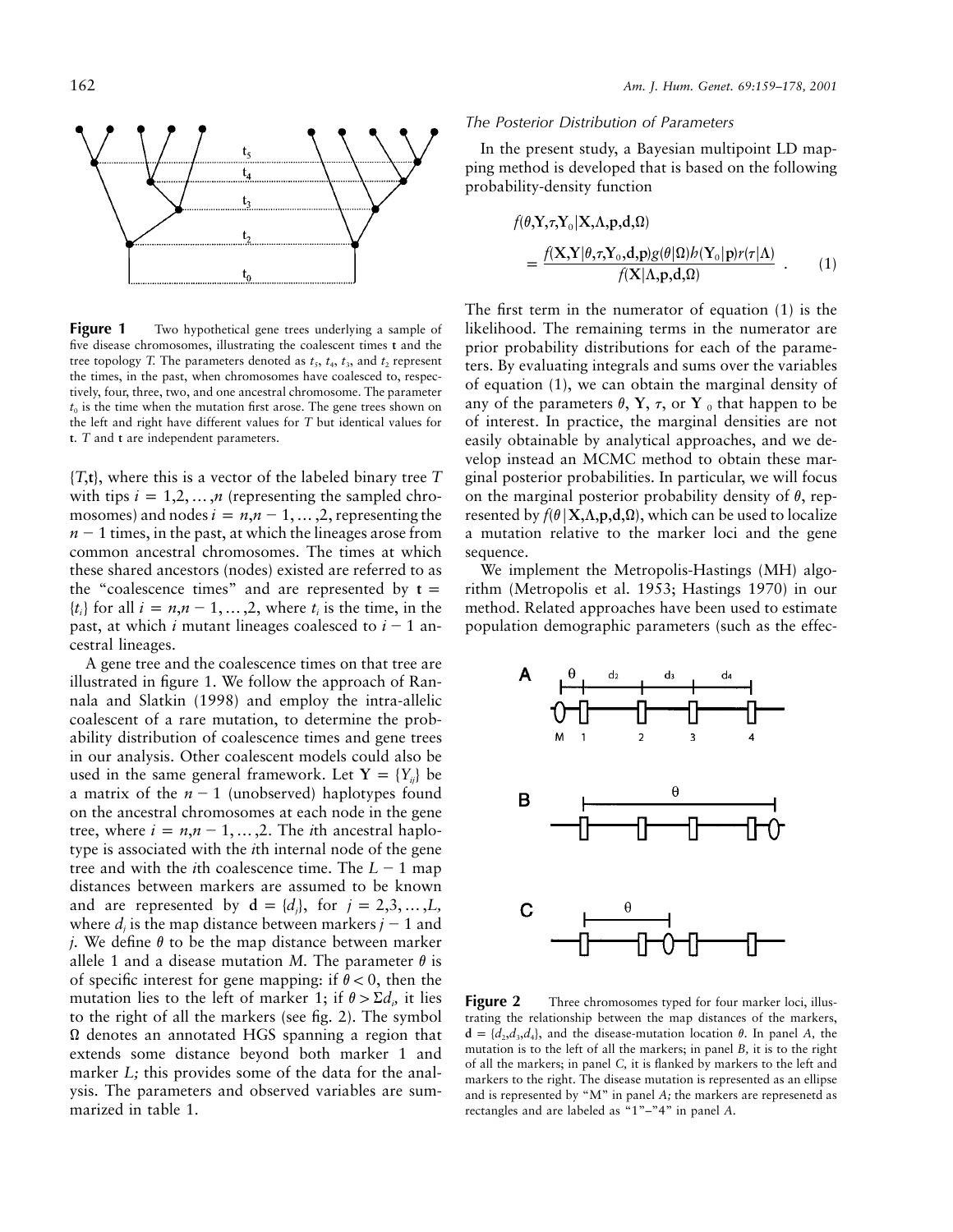**Figure 1** Two hypothetical gene trees underlying a sample of five disease chromosomes, illustrating the coalescent times **t** and the tree topology $T$. The parameters denoted as $t_5$, $t_4$, $t_3$, and $t_2$ represent the times, in the past, when chromosomes have coalesced to, respectively, four, three, two, and one ancestral chromosome. The parameter $t_0$ is the time when the mutation first arose. The gene trees shown on the left and right have different values for $T$ but identical values for **t**. $T$ and **t** are independent parameters.

$\{T,\mathbf{t}\}$, where this is a vector of the labeled binary tree $T$ with tips $i = 1,2,\ldots,n$ (representing the sampled chromosomes) and nodes $i = n,n-1,\ldots,2$, representing the $n-1$ times, in the past, at which the lineages arose from common ancestral chromosomes. The times at which these shared ancestors (nodes) existed are referred to as the "coalescence times" and are represented by $\mathbf{t} = \{t_i\}$ for all $i = n,n-1,\ldots,2$, where $t_i$ is the time, in the past, at which $i$ mutant lineages coalesced to $i-1$ ancestral lineages.

A gene tree and the coalescence times on that tree are illustrated in figure 1. We follow the approach of Rannala and Slatkin (1998) and employ the intra-allelic coalescent of a rare mutation, to determine the probability distribution of coalescence times and gene trees in our analysis. Other coalescent models could also be used in the same general framework. Let $\mathbf{Y} = \{Y_{ij}\}$ be a matrix of the $n-1$ (unobserved) haplotypes found on the ancestral chromosomes at each node in the gene tree, where $i = n,n-1,\ldots,2$. The $i$th ancestral haplotype is associated with the $i$th internal node of the gene tree and with the $i$th coalescence time. The $L-1$ map distances between markers are assumed to be known and are represented by $\mathbf{d} = \{d_j\}$, for $j = 2,3,\ldots,L$, where $d_j$ is the map distance between markers $j-1$ and $j$. We define $\theta$ to be the map distance between marker allele 1 and a disease mutation $M$. The parameter $\theta$ is of specific interest for gene mapping: if $\theta < 0$, then the mutation lies to the left of marker 1; if $\theta > \Sigma d_i$, it lies to the right of all the markers (see fig. 2). The symbol $\Omega$ denotes an annotated HGS spanning a region that extends some distance beyond both marker 1 and marker $L$; this provides some of the data for the analysis. The parameters and observed variables are summarized in table 1.

### The Posterior Distribution of Parameters

In the present study, a Bayesian multipoint LD mapping method is developed that is based on the following probability-density function

$$
\begin{aligned}
&f(\theta,\mathbf{Y},\tau,\mathbf{Y}_0|\mathbf{X},\Lambda,\mathbf{p},\mathbf{d},\Omega) \\
&\quad = \frac{f(\mathbf{X},\mathbf{Y}|\theta,\tau,\mathbf{Y}_0,\mathbf{d},\mathbf{p})g(\theta|\Omega)h(\mathbf{Y}_0|\mathbf{p})r(\tau|\Lambda)}{f(\mathbf{X}|\Lambda,\mathbf{p},\mathbf{d},\Omega)} \quad . \qquad (1)
\end{aligned}
$$

The first term in the numerator of equation (1) is the likelihood. The remaining terms in the numerator are prior probability distributions for each of the parameters. By evaluating integrals and sums over the variables of equation (1), we can obtain the marginal density of any of the parameters $\theta$, $\mathbf{Y}$, $\tau$, or $\mathbf{Y}_0$ that happen to be of interest. In practice, the marginal densities are not easily obtainable by analytical approaches, and we develop instead an MCMC method to obtain these marginal posterior probabilities. In particular, we will focus on the marginal posterior probability density of $\theta$, represented by $f(\theta|\mathbf{X},\Lambda,\mathbf{p},\mathbf{d},\Omega)$, which can be used to localize a mutation relative to the marker loci and the gene sequence.

We implement the Metropolis-Hastings (MH) algorithm (Metropolis et al. 1953; Hastings 1970) in our method. Related approaches have been used to estimate population demographic parameters (such as the effec-

**Figure 2** Three chromosomes typed for four marker loci, illustrating the relationship between the map distances of the markers, $\mathbf{d} = \{d_2,d_3,d_4\}$, and the disease-mutation location $\theta$. In panel $A$, the mutation is to the left of all the markers; in panel $B$, it is to the right of all the markers; in panel $C$, it is flanked by markers to the left and markers to the right. The disease mutation is represented as an ellipse and is represented by "M" in panel $A$; the markers are represenetd as rectangles and are labeled as "1"–"4" in panel $A$.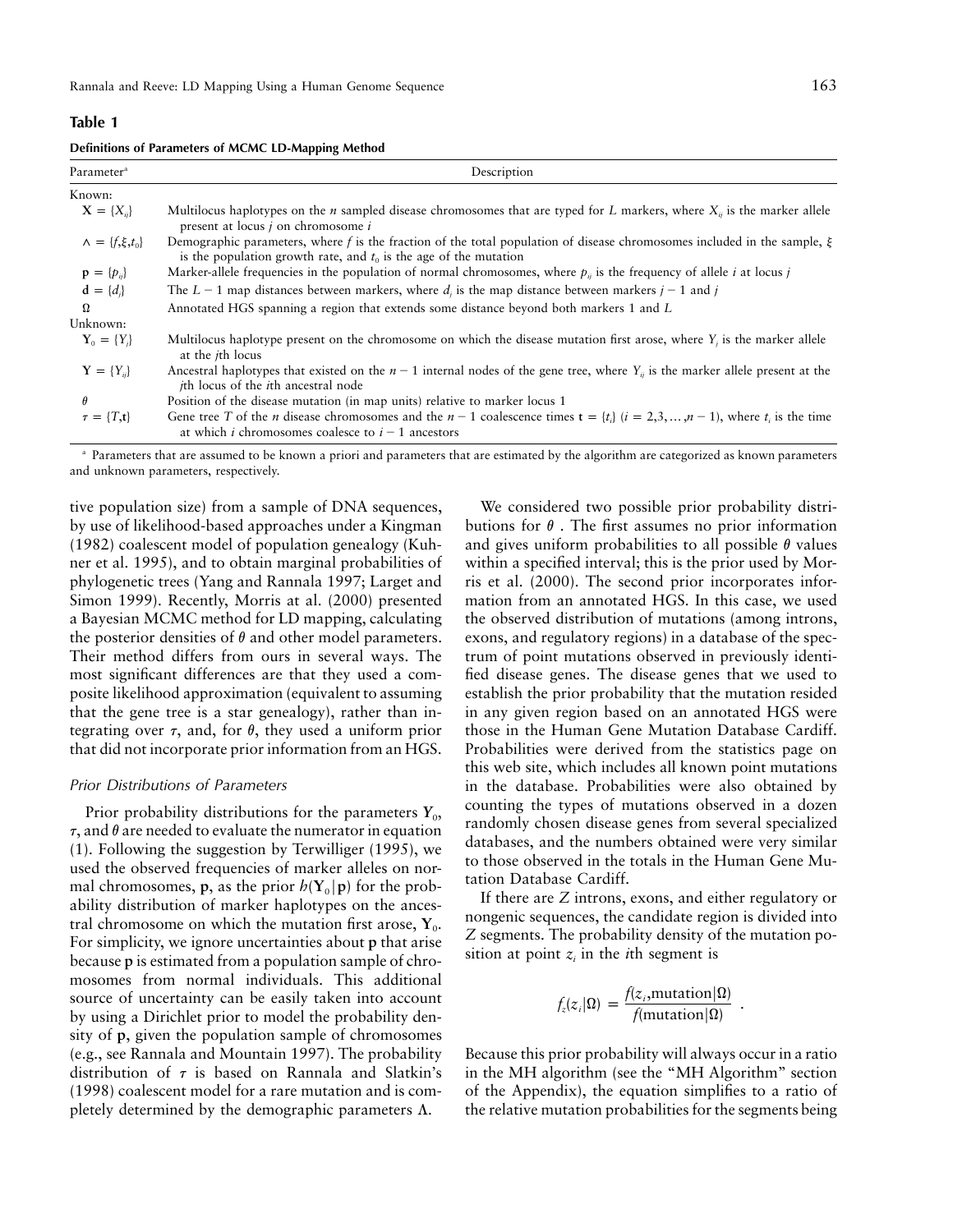**Table 1**

**Definitions of Parameters of MCMC LD-Mapping Method**

| Parameter[a] | Description |
|---|---|
| Known: | |
| $\mathbf{X} = \{X_{ij}\}$ | Multilocus haplotypes on the $n$ sampled disease chromosomes that are typed for $L$ markers, where $X_{ij}$ is the marker allele present at locus $j$ on chromosome $i$ |
| $\wedge = \{f,\xi,t_0\}$ | Demographic parameters, where $f$ is the fraction of the total population of disease chromosomes included in the sample, $\xi$ is the population growth rate, and $t_0$ is the age of the mutation |
| $\mathbf{p} = \{p_{ij}\}$ | Marker-allele frequencies in the population of normal chromosomes, where $p_{ij}$ is the frequency of allele $i$ at locus $j$ |
| $\mathbf{d} = \{d_j\}$ | The $L - 1$ map distances between markers, where $d_j$ is the map distance between markers $j - 1$ and $j$ |
| $\Omega$ | Annotated HGS spanning a region that extends some distance beyond both markers 1 and $L$ |
| Unknown: | |
| $\mathbf{Y}_0 = \{Y_j\}$ | Multilocus haplotype present on the chromosome on which the disease mutation first arose, where $Y_j$ is the marker allele at the $j$th locus |
| $\mathbf{Y} = \{Y_{ij}\}$ | Ancestral haplotypes that existed on the $n - 1$ internal nodes of the gene tree, where $Y_{ij}$ is the marker allele present at the $j$th locus of the $i$th ancestral node |
| $\theta$ | Position of the disease mutation (in map units) relative to marker locus 1 |
| $\tau = \{T,\mathbf{t}\}$ | Gene tree $T$ of the $n$ disease chromosomes and the $n - 1$ coalescence times $\mathbf{t} = \{t_i\}$ ($i = 2,3,\ldots,n - 1$), where $t_i$ is the time at which $i$ chromosomes coalesce to $i - 1$ ancestors |

[a] Parameters that are assumed to be known a priori and parameters that are estimated by the algorithm are categorized as known parameters and unknown parameters, respectively.

tive population size) from a sample of DNA sequences, by use of likelihood-based approaches under a Kingman (1982) coalescent model of population genealogy (Kuhner et al. 1995), and to obtain marginal probabilities of phylogenetic trees (Yang and Rannala 1997; Larget and Simon 1999). Recently, Morris at al. (2000) presented a Bayesian MCMC method for LD mapping, calculating the posterior densities of $\theta$ and other model parameters. Their method differs from ours in several ways. The most significant differences are that they used a composite likelihood approximation (equivalent to assuming that the gene tree is a star genealogy), rather than integrating over $\tau$, and, for $\theta$, they used a uniform prior that did not incorporate prior information from an HGS.

*Prior Distributions of Parameters*

Prior probability distributions for the parameters $\mathbf{Y}_0$, $\tau$, and $\theta$ are needed to evaluate the numerator in equation (1). Following the suggestion by Terwilliger (1995), we used the observed frequencies of marker alleles on normal chromosomes, $\mathbf{p}$, as the prior $h(\mathbf{Y}_0|\mathbf{p})$ for the probability distribution of marker haplotypes on the ancestral chromosome on which the mutation first arose, $\mathbf{Y}_0$. For simplicity, we ignore uncertainties about $\mathbf{p}$ that arise because $\mathbf{p}$ is estimated from a population sample of chromosomes from normal individuals. This additional source of uncertainty can be easily taken into account by using a Dirichlet prior to model the probability density of $\mathbf{p}$, given the population sample of chromosomes (e.g., see Rannala and Mountain 1997). The probability distribution of $\tau$ is based on Rannala and Slatkin's (1998) coalescent model for a rare mutation and is completely determined by the demographic parameters $\Lambda$.

We considered two possible prior probability distributions for $\theta$. The first assumes no prior information and gives uniform probabilities to all possible $\theta$ values within a specified interval; this is the prior used by Morris et al. (2000). The second prior incorporates information from an annotated HGS. In this case, we used the observed distribution of mutations (among introns, exons, and regulatory regions) in a database of the spectrum of point mutations observed in previously identified disease genes. The disease genes that we used to establish the prior probability that the mutation resided in any given region based on an annotated HGS were those in the Human Gene Mutation Database Cardiff. Probabilities were derived from the statistics page on this web site, which includes all known point mutations in the database. Probabilities were also obtained by counting the types of mutations observed in a dozen randomly chosen disease genes from several specialized databases, and the numbers obtained were very similar to those observed in the totals in the Human Gene Mutation Database Cardiff.

If there are $Z$ introns, exons, and either regulatory or nongenic sequences, the candidate region is divided into $Z$ segments. The probability density of the mutation position at point $z_i$ in the $i$th segment is

$$f_z(z_i|\Omega) = \frac{f(z_i,\text{mutation}|\Omega)}{f(\text{mutation}|\Omega)} \; .$$

Because this prior probability will always occur in a ratio in the MH algorithm (see the "MH Algorithm" section of the Appendix), the equation simplifies to a ratio of the relative mutation probabilities for the segments being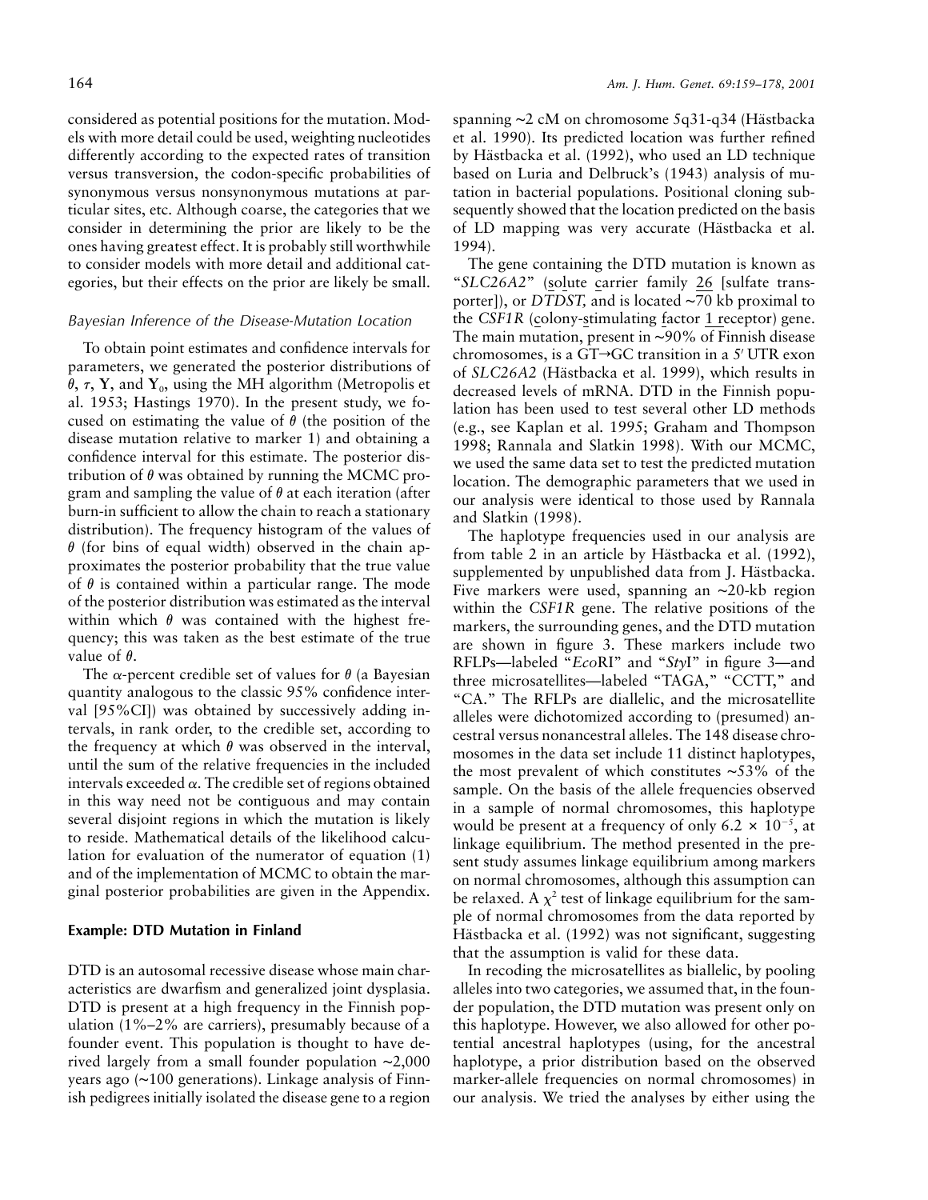considered as potential positions for the mutation. Models with more detail could be used, weighting nucleotides differently according to the expected rates of transition versus transversion, the codon-specific probabilities of synonymous versus nonsynonymous mutations at particular sites, etc. Although coarse, the categories that we consider in determining the prior are likely to be the ones having greatest effect. It is probably still worthwhile to consider models with more detail and additional categories, but their effects on the prior are likely be small.

### *Bayesian Inference of the Disease-Mutation Location*

To obtain point estimates and confidence intervals for parameters, we generated the posterior distributions of $\theta$, $\tau$, $\mathbf{Y}$, and $\mathbf{Y}_0$, using the MH algorithm (Metropolis et al. 1953; Hastings 1970). In the present study, we focused on estimating the value of $\theta$ (the position of the disease mutation relative to marker 1) and obtaining a confidence interval for this estimate. The posterior distribution of $\theta$ was obtained by running the MCMC program and sampling the value of $\theta$ at each iteration (after burn-in sufficient to allow the chain to reach a stationary distribution). The frequency histogram of the values of $\theta$ (for bins of equal width) observed in the chain approximates the posterior probability that the true value of $\theta$ is contained within a particular range. The mode of the posterior distribution was estimated as the interval within which $\theta$ was contained with the highest frequency; this was taken as the best estimate of the true value of $\theta$.

The $\alpha$-percent credible set of values for $\theta$ (a Bayesian quantity analogous to the classic 95% confidence interval [95%CI]) was obtained by successively adding intervals, in rank order, to the credible set, according to the frequency at which $\theta$ was observed in the interval, until the sum of the relative frequencies in the included intervals exceeded $\alpha$. The credible set of regions obtained in this way need not be contiguous and may contain several disjoint regions in which the mutation is likely to reside. Mathematical details of the likelihood calculation for evaluation of the numerator of equation (1) and of the implementation of MCMC to obtain the marginal posterior probabilities are given in the Appendix.

## Example: DTD Mutation in Finland

DTD is an autosomal recessive disease whose main characteristics are dwarfism and generalized joint dysplasia. DTD is present at a high frequency in the Finnish population (1%–2% are carriers), presumably because of a founder event. This population is thought to have derived largely from a small founder population ~2,000 years ago (~100 generations). Linkage analysis of Finnish pedigrees initially isolated the disease gene to a region spanning ~2 cM on chromosome 5q31-q34 (Hästbacka et al. 1990). Its predicted location was further refined by Hästbacka et al. (1992), who used an LD technique based on Luria and Delbruck's (1943) analysis of mutation in bacterial populations. Positional cloning subsequently showed that the location predicted on the basis of LD mapping was very accurate (Hästbacka et al. 1994).

The gene containing the DTD mutation is known as "*SLC26A2*" (solute carrier family 26 [sulfate transporter]), or *DTDST,* and is located ~70 kb proximal to the *CSF1R* (colony-stimulating factor 1 receptor) gene. The main mutation, present in ~90% of Finnish disease chromosomes, is a GT→GC transition in a 5′ UTR exon of *SLC26A2* (Hästbacka et al. 1999), which results in decreased levels of mRNA. DTD in the Finnish population has been used to test several other LD methods (e.g., see Kaplan et al. 1995; Graham and Thompson 1998; Rannala and Slatkin 1998). With our MCMC, we used the same data set to test the predicted mutation location. The demographic parameters that we used in our analysis were identical to those used by Rannala and Slatkin (1998).

The haplotype frequencies used in our analysis are from table 2 in an article by Hästbacka et al. (1992), supplemented by unpublished data from J. Hästbacka. Five markers were used, spanning an ~20-kb region within the *CSF1R* gene. The relative positions of the markers, the surrounding genes, and the DTD mutation are shown in figure 3. These markers include two RFLPs—labeled "*Eco*RI" and "*Sty*I" in figure 3—and three microsatellites—labeled "TAGA," "CCTT," and "CA." The RFLPs are diallelic, and the microsatellite alleles were dichotomized according to (presumed) ancestral versus nonancestral alleles. The 148 disease chromosomes in the data set include 11 distinct haplotypes, the most prevalent of which constitutes ~53% of the sample. On the basis of the allele frequencies observed in a sample of normal chromosomes, this haplotype would be present at a frequency of only $6.2 \times 10^{-5}$, at linkage equilibrium. The method presented in the present study assumes linkage equilibrium among markers on normal chromosomes, although this assumption can be relaxed. A $\chi^2$ test of linkage equilibrium for the sample of normal chromosomes from the data reported by Hästbacka et al. (1992) was not significant, suggesting that the assumption is valid for these data.

In recoding the microsatellites as biallelic, by pooling alleles into two categories, we assumed that, in the founder population, the DTD mutation was present only on this haplotype. However, we also allowed for other potential ancestral haplotypes (using, for the ancestral haplotype, a prior distribution based on the observed marker-allele frequencies on normal chromosomes) in our analysis. We tried the analyses by either using the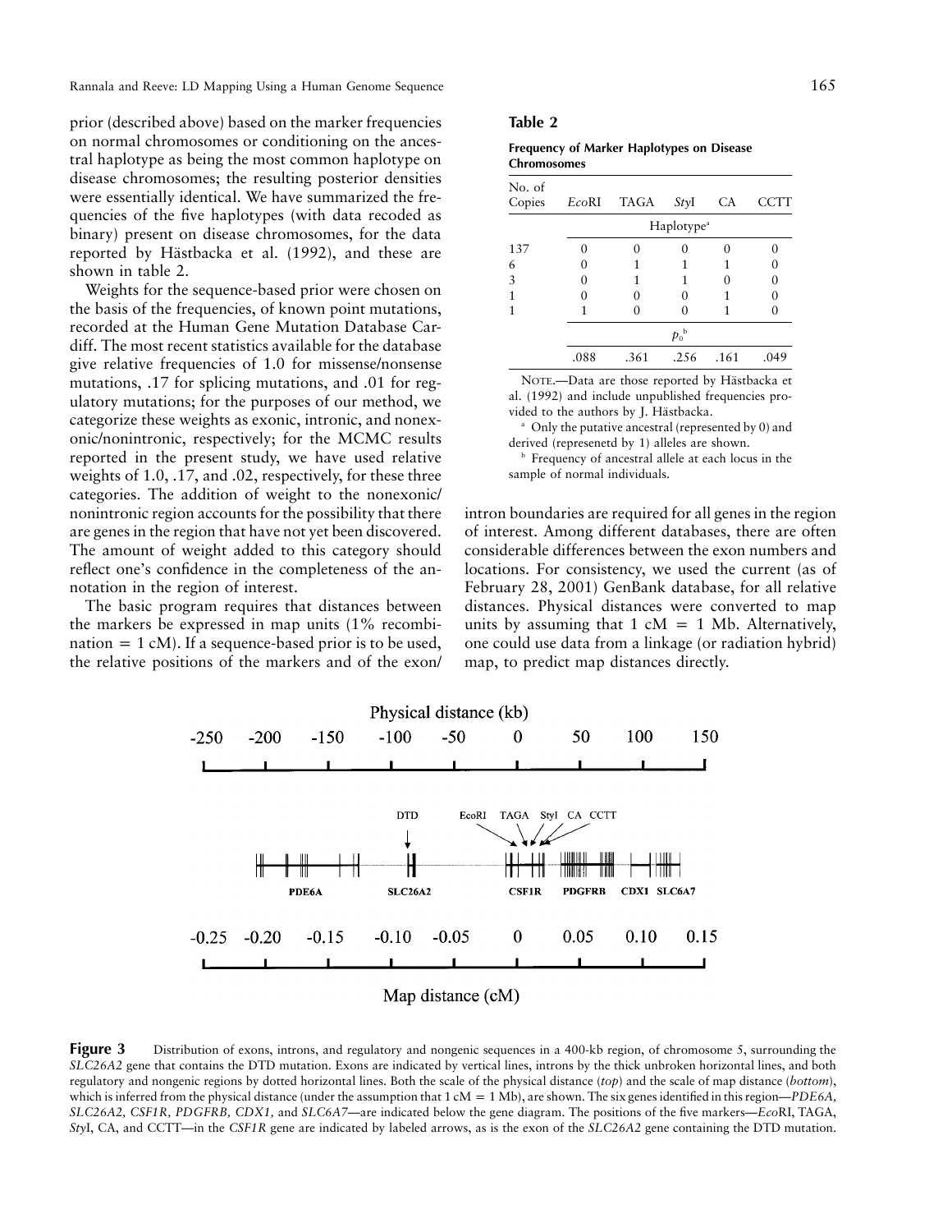prior (described above) based on the marker frequencies on normal chromosomes or conditioning on the ancestral haplotype as being the most common haplotype on disease chromosomes; the resulting posterior densities were essentially identical. We have summarized the frequencies of the five haplotypes (with data recoded as binary) present on disease chromosomes, for the data reported by Hästbacka et al. (1992), and these are shown in table 2.

Weights for the sequence-based prior were chosen on the basis of the frequencies, of known point mutations, recorded at the Human Gene Mutation Database Cardiff. The most recent statistics available for the database give relative frequencies of 1.0 for missense/nonsense mutations, .17 for splicing mutations, and .01 for regulatory mutations; for the purposes of our method, we categorize these weights as exonic, intronic, and nonexonic/nonintronic, respectively; for the MCMC results reported in the present study, we have used relative weights of 1.0, .17, and .02, respectively, for these three categories. The addition of weight to the nonexonic/nonintronic region accounts for the possibility that there are genes in the region that have not yet been discovered. The amount of weight added to this category should reflect one's confidence in the completeness of the annotation in the region of interest.

The basic program requires that distances between the markers be expressed in map units (1% recombination = 1 cM). If a sequence-based prior is to be used, the relative positions of the markers and of the exon/intron boundaries are required for all genes in the region of interest. Among different databases, there are often considerable differences between the exon numbers and locations. For consistency, we used the current (as of February 28, 2001) GenBank database, for all relative distances. Physical distances were converted to map units by assuming that 1 cM = 1 Mb. Alternatively, one could use data from a linkage (or radiation hybrid) map, to predict map distances directly.

**Table 2**

**Frequency of Marker Haplotypes on Disease Chromosomes**

| No. of Copies | *Eco*RI | TAGA | *Sty*I | CA | CCTT |
|---|---|---|---|---|---|
| | Haplotype[a] | | | | |
| 137 | 0 | 0 | 0 | 0 | 0 |
| 6 | 0 | 1 | 1 | 1 | 0 |
| 3 | 0 | 1 | 1 | 0 | 0 |
| 1 | 0 | 0 | 0 | 1 | 0 |
| 1 | 1 | 0 | 0 | 1 | 0 |
| | $p_0$[b] | | | | |
| | .088 | .361 | .256 | .161 | .049 |

NOTE.—Data are those reported by Hästbacka et al. (1992) and include unpublished frequencies provided to the authors by J. Hästbacka.

[a] Only the putative ancestral (represented by 0) and derived (represenetd by 1) alleles are shown.

[b] Frequency of ancestral allele at each locus in the sample of normal individuals.

**Figure 3** Distribution of exons, introns, and regulatory and nongenic sequences in a 400-kb region, of chromosome 5, surrounding the *SLC26A2* gene that contains the DTD mutation. Exons are indicated by vertical lines, introns by the thick unbroken horizontal lines, and both regulatory and nongenic regions by dotted horizontal lines. Both the scale of the physical distance (*top*) and the scale of map distance (*bottom*), which is inferred from the physical distance (under the assumption that 1 cM = 1 Mb), are shown. The six genes identified in this region—*PDE6A, SLC26A2, CSF1R, PDGFRB, CDX1,* and *SLC6A7*—are indicated below the gene diagram. The positions of the five markers—*Eco*RI, TAGA, *Sty*I, CA, and CCTT—in the *CSF1R* gene are indicated by labeled arrows, as is the exon of the *SLC26A2* gene containing the DTD mutation.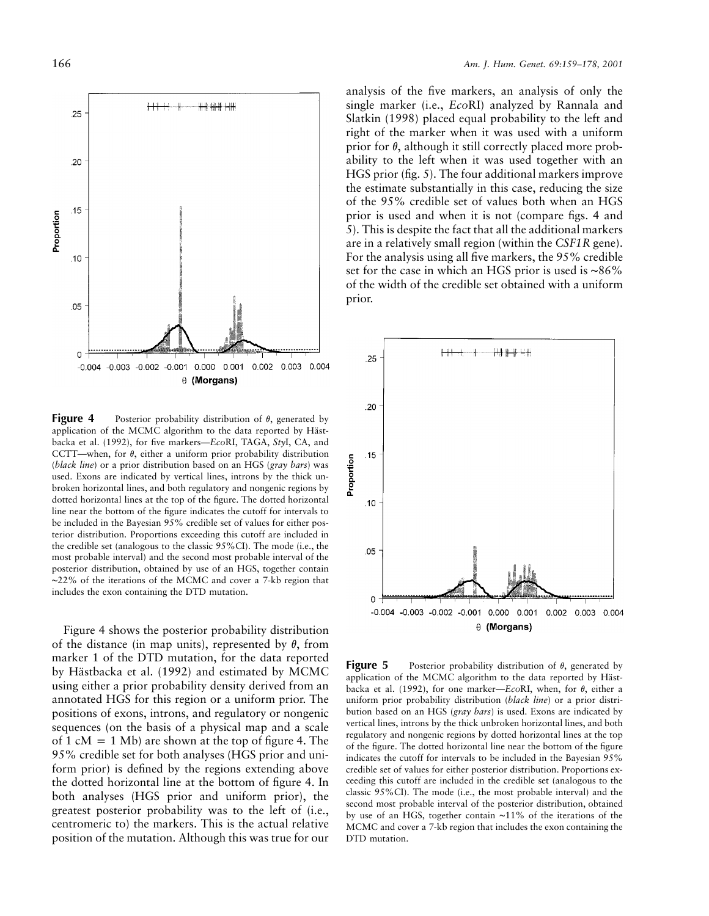**Figure 4** Posterior probability distribution of $\theta$, generated by application of the MCMC algorithm to the data reported by Hästbacka et al. (1992), for five markers—*Eco*RI, TAGA, *Sty*I, CA, and CCTT—when, for $\theta$, either a uniform prior probability distribution (*black line*) or a prior distribution based on an HGS (*gray bars*) was used. Exons are indicated by vertical lines, introns by the thick unbroken horizontal lines, and both regulatory and nongenic regions by dotted horizontal lines at the top of the figure. The dotted horizontal line near the bottom of the figure indicates the cutoff for intervals to be included in the Bayesian 95% credible set of values for either posterior distribution. Proportions exceeding this cutoff are included in the credible set (analogous to the classic 95%CI). The mode (i.e., the most probable interval) and the second most probable interval of the posterior distribution, obtained by use of an HGS, together contain ~22% of the iterations of the MCMC and cover a 7-kb region that includes the exon containing the DTD mutation.

Figure 4 shows the posterior probability distribution of the distance (in map units), represented by $\theta$, from marker 1 of the DTD mutation, for the data reported by Hästbacka et al. (1992) and estimated by MCMC using either a prior probability density derived from an annotated HGS for this region or a uniform prior. The positions of exons, introns, and regulatory or nongenic sequences (on the basis of a physical map and a scale of 1 cM = 1 Mb) are shown at the top of figure 4. The 95% credible set for both analyses (HGS prior and uniform prior) is defined by the regions extending above the dotted horizontal line at the bottom of figure 4. In both analyses (HGS prior and uniform prior), the greatest posterior probability was to the left of (i.e., centromeric to) the markers. This is the actual relative position of the mutation. Although this was true for our analysis of the five markers, an analysis of only the single marker (i.e., *Eco*RI analyzed by Rannala and Slatkin (1998) placed equal probability to the left and right of the marker when it was used with a uniform prior for $\theta$, although it still correctly placed more probability to the left when it was used together with an HGS prior (fig. 5). The four additional markers improve the estimate substantially in this case, reducing the size of the 95% credible set of values both when an HGS prior is used and when it is not (compare figs. 4 and 5). This is despite the fact that all the additional markers are in a relatively small region (within the *CSF1R* gene). For the analysis using all five markers, the 95% credible set for the case in which an HGS prior is used is ~86% of the width of the credible set obtained with a uniform prior.

**Figure 5** Posterior probability distribution of $\theta$, generated by application of the MCMC algorithm to the data reported by Hästbacka et al. (1992), for one marker—*Eco*RI, when, for $\theta$, either a uniform prior probability distribution (*black line*) or a prior distribution based on an HGS (*gray bars*) is used. Exons are indicated by vertical lines, introns by the thick unbroken horizontal lines, and both regulatory and nongenic regions by dotted horizontal lines at the top of the figure. The dotted horizontal line near the bottom of the figure indicates the cutoff for intervals to be included in the Bayesian 95% credible set of values for either posterior distribution. Proportions exceeding this cutoff are included in the credible set (analogous to the classic 95%CI). The mode (i.e., the most probable interval) and the second most probable interval of the posterior distribution, obtained by use of an HGS, together contain ~11% of the iterations of the MCMC and cover a 7-kb region that includes the exon containing the DTD mutation.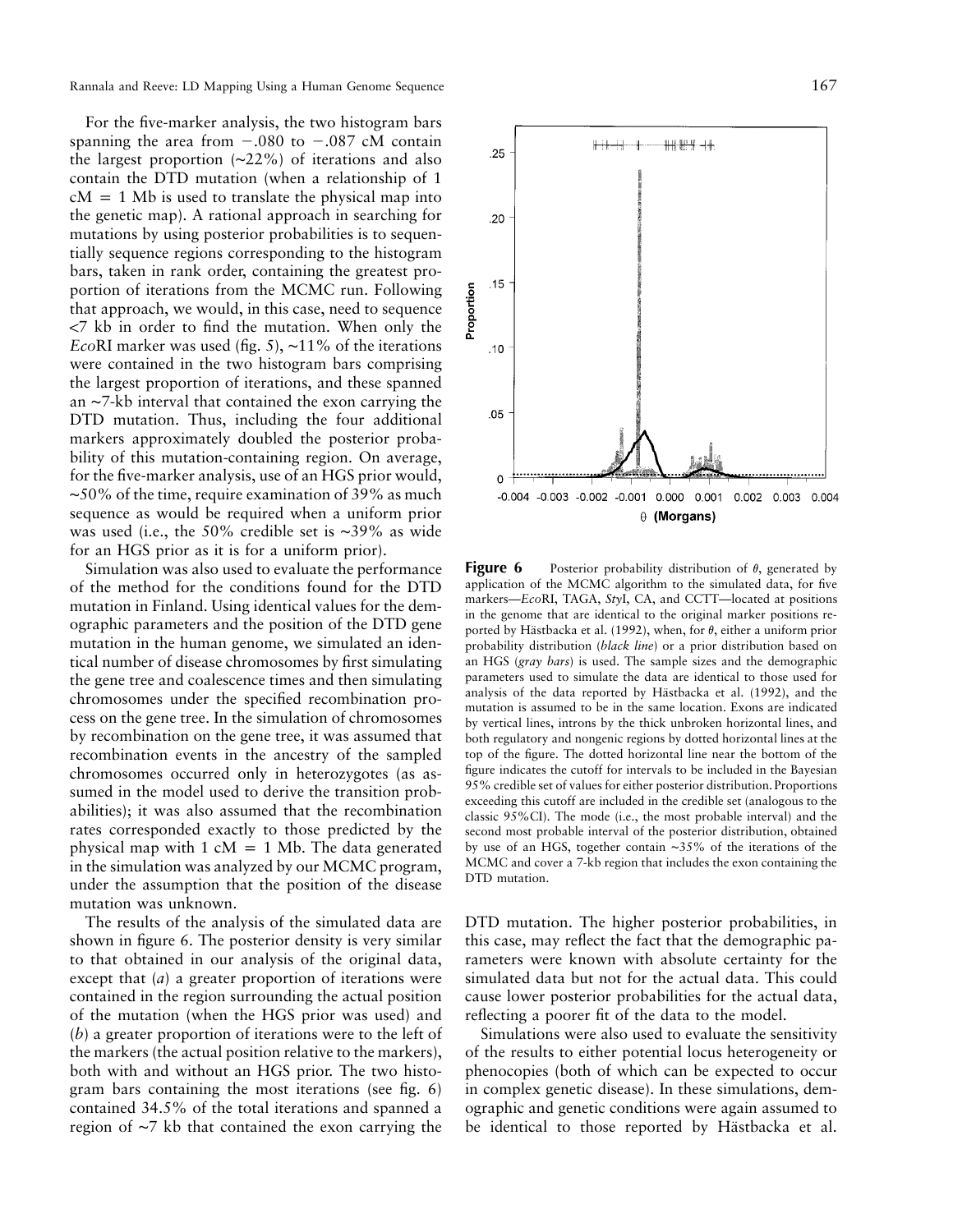For the five-marker analysis, the two histogram bars spanning the area from −.080 to −.087 cM contain the largest proportion (∼22%) of iterations and also contain the DTD mutation (when a relationship of 1 cM = 1 Mb is used to translate the physical map into the genetic map). A rational approach in searching for mutations by using posterior probabilities is to sequentially sequence regions corresponding to the histogram bars, taken in rank order, containing the greatest proportion of iterations from the MCMC run. Following that approach, we would, in this case, need to sequence <7 kb in order to find the mutation. When only the *Eco*RI marker was used (fig. 5), ∼11% of the iterations were contained in the two histogram bars comprising the largest proportion of iterations, and these spanned an ∼7-kb interval that contained the exon carrying the DTD mutation. Thus, including the four additional markers approximately doubled the posterior probability of this mutation-containing region. On average, for the five-marker analysis, use of an HGS prior would, ∼50% of the time, require examination of 39% as much sequence as would be required when a uniform prior was used (i.e., the 50% credible set is ∼39% as wide for an HGS prior as it is for a uniform prior).

Simulation was also used to evaluate the performance of the method for the conditions found for the DTD mutation in Finland. Using identical values for the demographic parameters and the position of the DTD gene mutation in the human genome, we simulated an identical number of disease chromosomes by first simulating the gene tree and coalescence times and then simulating chromosomes under the specified recombination process on the gene tree. In the simulation of chromosomes by recombination on the gene tree, it was assumed that recombination events in the ancestry of the sampled chromosomes occurred only in heterozygotes (as assumed in the model used to derive the transition probabilities); it was also assumed that the recombination rates corresponded exactly to those predicted by the physical map with 1 cM = 1 Mb. The data generated in the simulation was analyzed by our MCMC program, under the assumption that the position of the disease mutation was unknown.

The results of the analysis of the simulated data are shown in figure 6. The posterior density is very similar to that obtained in our analysis of the original data, except that (*a*) a greater proportion of iterations were contained in the region surrounding the actual position of the mutation (when the HGS prior was used) and (*b*) a greater proportion of iterations were to the left of the markers (the actual position relative to the markers), both with and without an HGS prior. The two histogram bars containing the most iterations (see fig. 6) contained 34.5% of the total iterations and spanned a region of ∼7 kb that contained the exon carrying the DTD mutation. The higher posterior probabilities, in this case, may reflect the fact that the demographic parameters were known with absolute certainty for the simulated data but not for the actual data. This could cause lower posterior probabilities for the actual data, reflecting a poorer fit of the data to the model.

**Figure 6** Posterior probability distribution of $\theta$, generated by application of the MCMC algorithm to the simulated data, for five markers—*Eco*RI, TAGA, *Sty*I, CA, and CCTT—located at positions in the genome that are identical to the original marker positions reported by Hästbacka et al. (1992), when, for $\theta$, either a uniform prior probability distribution (*black line*) or a prior distribution based on an HGS (*gray bars*) is used. The sample sizes and the demographic parameters used to simulate the data are identical to those used for analysis of the data reported by Hästbacka et al. (1992), and the mutation is assumed to be in the same location. Exons are indicated by vertical lines, introns by the thick unbroken horizontal lines, and both regulatory and nongenic regions by dotted horizontal lines at the top of the figure. The dotted horizontal line near the bottom of the figure indicates the cutoff for intervals to be included in the Bayesian 95% credible set of values for either posterior distribution. Proportions exceeding this cutoff are included in the credible set (analogous to the classic 95%CI). The mode (i.e., the most probable interval) and the second most probable interval of the posterior distribution, obtained by use of an HGS, together contain ∼35% of the iterations of the MCMC and cover a 7-kb region that includes the exon containing the DTD mutation.

Simulations were also used to evaluate the sensitivity of the results to either potential locus heterogeneity or phenocopies (both of which can be expected to occur in complex genetic disease). In these simulations, demographic and genetic conditions were again assumed to be identical to those reported by Hästbacka et al.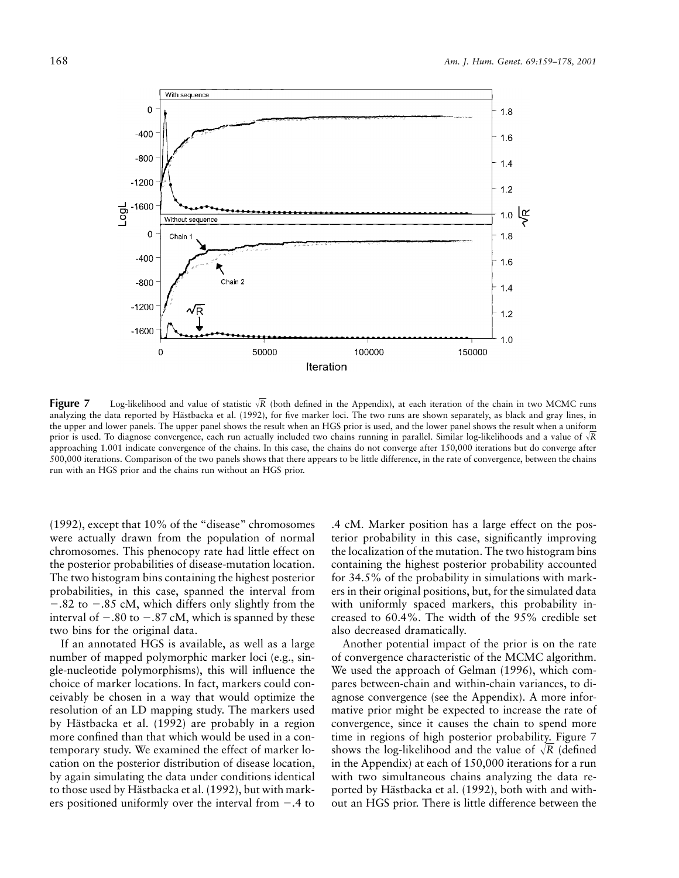**Figure 7** Log-likelihood and value of statistic $\sqrt{R}$ (both defined in the Appendix), at each iteration of the chain in two MCMC runs analyzing the data reported by Hästbacka et al. (1992), for five marker loci. The two runs are shown separately, as black and gray lines, in the upper and lower panels. The upper panel shows the result when an HGS prior is used, and the lower panel shows the result when a uniform prior is used. To diagnose convergence, each run actually included two chains running in parallel. Similar log-likelihoods and a value of $\sqrt{R}$ approaching 1.001 indicate convergence of the chains. In this case, the chains do not converge after 150,000 iterations but do converge after 500,000 iterations. Comparison of the two panels shows that there appears to be little difference, in the rate of convergence, between the chains run with an HGS prior and the chains run without an HGS prior.

(1992), except that 10% of the "disease" chromosomes were actually drawn from the population of normal chromosomes. This phenocopy rate had little effect on the posterior probabilities of disease-mutation location. The two histogram bins containing the highest posterior probabilities, in this case, spanned the interval from −.82 to −.85 cM, which differs only slightly from the interval of −.80 to −.87 cM, which is spanned by these two bins for the original data.

If an annotated HGS is available, as well as a large number of mapped polymorphic marker loci (e.g., single-nucleotide polymorphisms), this will influence the choice of marker locations. In fact, markers could conceivably be chosen in a way that would optimize the resolution of an LD mapping study. The markers used by Hästbacka et al. (1992) are probably in a region more confined than that which would be used in a contemporary study. We examined the effect of marker location on the posterior distribution of disease location, by again simulating the data under conditions identical to those used by Hästbacka et al. (1992), but with markers positioned uniformly over the interval from −.4 to .4 cM. Marker position has a large effect on the posterior probability in this case, significantly improving the localization of the mutation. The two histogram bins containing the highest posterior probability accounted for 34.5% of the probability in simulations with markers in their original positions, but, for the simulated data with uniformly spaced markers, this probability increased to 60.4%. The width of the 95% credible set also decreased dramatically.

Another potential impact of the prior is on the rate of convergence characteristic of the MCMC algorithm. We used the approach of Gelman (1996), which compares between-chain and within-chain variances, to diagnose convergence (see the Appendix). A more informative prior might be expected to increase the rate of convergence, since it causes the chain to spend more time in regions of high posterior probability. Figure 7 shows the log-likelihood and the value of $\sqrt{R}$ (defined in the Appendix) at each of 150,000 iterations for a run with two simultaneous chains analyzing the data reported by Hästbacka et al. (1992), both with and without an HGS prior. There is little difference between the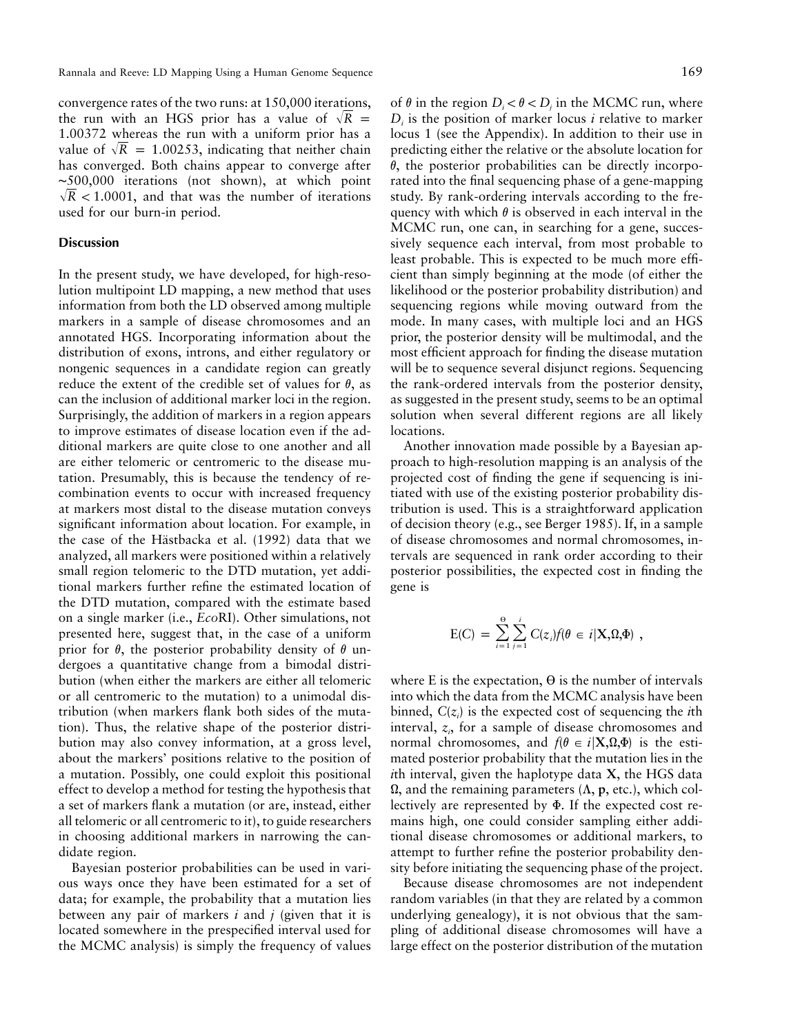convergence rates of the two runs: at 150,000 iterations, the run with an HGS prior has a value of $\sqrt{R}$ = 1.00372 whereas the run with a uniform prior has a value of $\sqrt{R}$ = 1.00253, indicating that neither chain has converged. Both chains appear to converge after ~500,000 iterations (not shown), at which point $\sqrt{R} < 1.0001$, and that was the number of iterations used for our burn-in period.

## Discussion

In the present study, we have developed, for high-resolution multipoint LD mapping, a new method that uses information from both the LD observed among multiple markers in a sample of disease chromosomes and an annotated HGS. Incorporating information about the distribution of exons, introns, and either regulatory or nongenic sequences in a candidate region can greatly reduce the extent of the credible set of values for $\theta$, as can the inclusion of additional marker loci in the region. Surprisingly, the addition of markers in a region appears to improve estimates of disease location even if the additional markers are quite close to one another and all are either telomeric or centromeric to the disease mutation. Presumably, this is because the tendency of recombination events to occur with increased frequency at markers most distal to the disease mutation conveys significant information about location. For example, in the case of the Hästbacka et al. (1992) data that we analyzed, all markers were positioned within a relatively small region telomeric to the DTD mutation, yet additional markers further refine the estimated location of the DTD mutation, compared with the estimate based on a single marker (i.e., *Eco*RI). Other simulations, not presented here, suggest that, in the case of a uniform prior for $\theta$, the posterior probability density of $\theta$ undergoes a quantitative change from a bimodal distribution (when either the markers are either all telomeric or all centromeric to the mutation) to a unimodal distribution (when markers flank both sides of the mutation). Thus, the relative shape of the posterior distribution may also convey information, at a gross level, about the markers' positions relative to the position of a mutation. Possibly, one could exploit this positional effect to develop a method for testing the hypothesis that a set of markers flank a mutation (or are, instead, either all telomeric or all centromeric to it), to guide researchers in choosing additional markers in narrowing the candidate region.

Bayesian posterior probabilities can be used in various ways once they have been estimated for a set of data; for example, the probability that a mutation lies between any pair of markers $i$ and $j$ (given that it is located somewhere in the prespecified interval used for the MCMC analysis) is simply the frequency of values of $\theta$ in the region $D_i < \theta < D_j$ in the MCMC run, where $D_i$ is the position of marker locus $i$ relative to marker locus 1 (see the Appendix). In addition to their use in predicting either the relative or the absolute location for $\theta$, the posterior probabilities can be directly incorporated into the final sequencing phase of a gene-mapping study. By rank-ordering intervals according to the frequency with which $\theta$ is observed in each interval in the MCMC run, one can, in searching for a gene, successively sequence each interval, from most probable to least probable. This is expected to be much more efficient than simply beginning at the mode (of either the likelihood or the posterior probability distribution) and sequencing regions while moving outward from the mode. In many cases, with multiple loci and an HGS prior, the posterior density will be multimodal, and the most efficient approach for finding the disease mutation will be to sequence several disjunct regions. Sequencing the rank-ordered intervals from the posterior density, as suggested in the present study, seems to be an optimal solution when several different regions are all likely locations.

Another innovation made possible by a Bayesian approach to high-resolution mapping is an analysis of the projected cost of finding the gene if sequencing is initiated with use of the existing posterior probability distribution is used. This is a straightforward application of decision theory (e.g., see Berger 1985). If, in a sample of disease chromosomes and normal chromosomes, intervals are sequenced in rank order according to their posterior possibilities, the expected cost in finding the gene is

$$\mathrm{E}(C) = \sum_{i=1}^{\Theta} \sum_{j=1}^{i} C(z_i) f(\theta \in i | \mathbf{X}, \Omega, \Phi) ,$$

where E is the expectation, $\Theta$ is the number of intervals into which the data from the MCMC analysis have been binned, $C(z_i)$ is the expected cost of sequencing the $i$th interval, $z_i$, for a sample of disease chromosomes and normal chromosomes, and $f(\theta \in i | \mathbf{X}, \Omega, \Phi)$ is the estimated posterior probability that the mutation lies in the $i$th interval, given the haplotype data $\mathbf{X}$, the HGS data $\Omega$, and the remaining parameters ($\Lambda$, $\mathbf{p}$, etc.), which collectively are represented by $\Phi$. If the expected cost remains high, one could consider sampling either additional disease chromosomes or additional markers, to attempt to further refine the posterior probability density before initiating the sequencing phase of the project.

Because disease chromosomes are not independent random variables (in that they are related by a common underlying genealogy), it is not obvious that the sampling of additional disease chromosomes will have a large effect on the posterior distribution of the mutation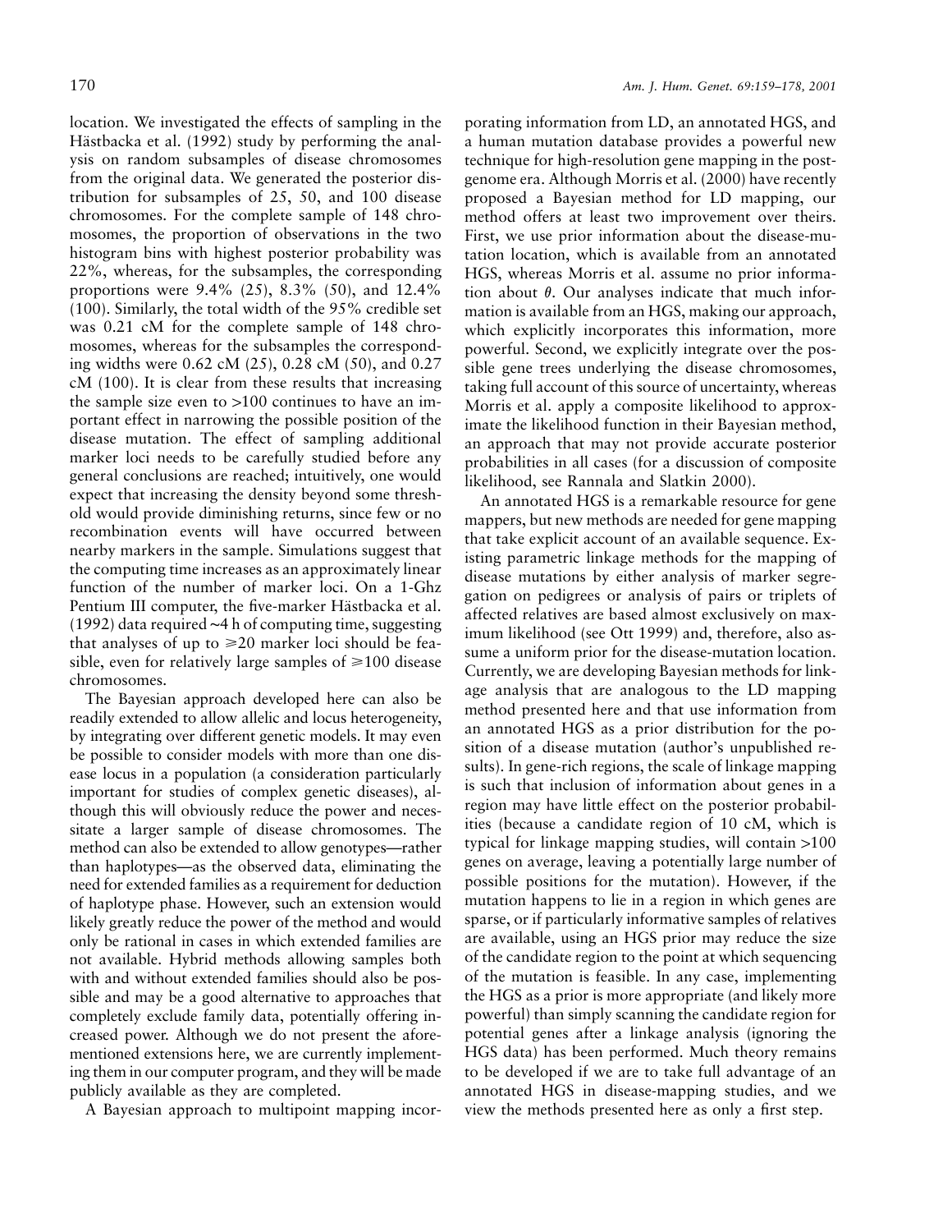location. We investigated the effects of sampling in the Hästbacka et al. (1992) study by performing the analysis on random subsamples of disease chromosomes from the original data. We generated the posterior distribution for subsamples of 25, 50, and 100 disease chromosomes. For the complete sample of 148 chromosomes, the proportion of observations in the two histogram bins with highest posterior probability was 22%, whereas, for the subsamples, the corresponding proportions were 9.4% (25), 8.3% (50), and 12.4% (100). Similarly, the total width of the 95% credible set was 0.21 cM for the complete sample of 148 chromosomes, whereas for the subsamples the corresponding widths were 0.62 cM (25), 0.28 cM (50), and 0.27 cM (100). It is clear from these results that increasing the sample size even to >100 continues to have an important effect in narrowing the possible position of the disease mutation. The effect of sampling additional marker loci needs to be carefully studied before any general conclusions are reached; intuitively, one would expect that increasing the density beyond some threshold would provide diminishing returns, since few or no recombination events will have occurred between nearby markers in the sample. Simulations suggest that the computing time increases as an approximately linear function of the number of marker loci. On a 1-Ghz Pentium III computer, the five-marker Hästbacka et al. (1992) data required ~4 h of computing time, suggesting that analyses of up to $\geqslant 20$ marker loci should be feasible, even for relatively large samples of $\geqslant 100$ disease chromosomes.

The Bayesian approach developed here can also be readily extended to allow allelic and locus heterogeneity, by integrating over different genetic models. It may even be possible to consider models with more than one disease locus in a population (a consideration particularly important for studies of complex genetic diseases), although this will obviously reduce the power and necessitate a larger sample of disease chromosomes. The method can also be extended to allow genotypes—rather than haplotypes—as the observed data, eliminating the need for extended families as a requirement for deduction of haplotype phase. However, such an extension would likely greatly reduce the power of the method and would only be rational in cases in which extended families are not available. Hybrid methods allowing samples both with and without extended families should also be possible and may be a good alternative to approaches that completely exclude family data, potentially offering increased power. Although we do not present the aforementioned extensions here, we are currently implementing them in our computer program, and they will be made publicly available as they are completed.

A Bayesian approach to multipoint mapping incorporating information from LD, an annotated HGS, and a human mutation database provides a powerful new technique for high-resolution gene mapping in the post-genome era. Although Morris et al. (2000) have recently proposed a Bayesian method for LD mapping, our method offers at least two improvement over theirs. First, we use prior information about the disease-mutation location, which is available from an annotated HGS, whereas Morris et al. assume no prior information about $\theta$. Our analyses indicate that much information is available from an HGS, making our approach, which explicitly incorporates this information, more powerful. Second, we explicitly integrate over the possible gene trees underlying the disease chromosomes, taking full account of this source of uncertainty, whereas Morris et al. apply a composite likelihood to approximate the likelihood function in their Bayesian method, an approach that may not provide accurate posterior probabilities in all cases (for a discussion of composite likelihood, see Rannala and Slatkin 2000).

An annotated HGS is a remarkable resource for gene mappers, but new methods are needed for gene mapping that take explicit account of an available sequence. Existing parametric linkage methods for the mapping of disease mutations by either analysis of marker segregation on pedigrees or analysis of pairs or triplets of affected relatives are based almost exclusively on maximum likelihood (see Ott 1999) and, therefore, also assume a uniform prior for the disease-mutation location. Currently, we are developing Bayesian methods for linkage analysis that are analogous to the LD mapping method presented here and that use information from an annotated HGS as a prior distribution for the position of a disease mutation (author's unpublished results). In gene-rich regions, the scale of linkage mapping is such that inclusion of information about genes in a region may have little effect on the posterior probabilities (because a candidate region of 10 cM, which is typical for linkage mapping studies, will contain >100 genes on average, leaving a potentially large number of possible positions for the mutation). However, if the mutation happens to lie in a region in which genes are sparse, or if particularly informative samples of relatives are available, using an HGS prior may reduce the size of the candidate region to the point at which sequencing of the mutation is feasible. In any case, implementing the HGS as a prior is more appropriate (and likely more powerful) than simply scanning the candidate region for potential genes after a linkage analysis (ignoring the HGS data) has been performed. Much theory remains to be developed if we are to take full advantage of an annotated HGS in disease-mapping studies, and we view the methods presented here as only a first step.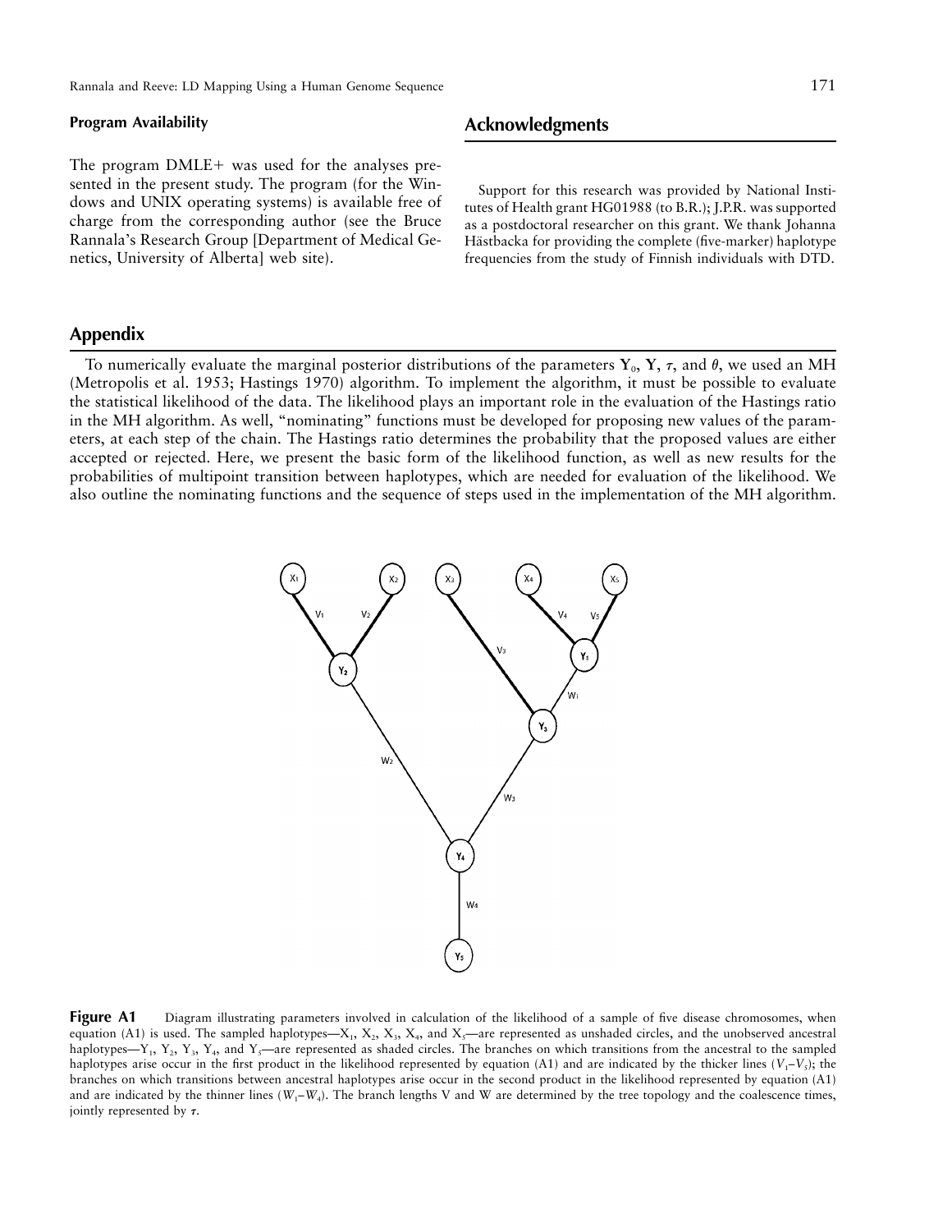## Program Availability

The program DMLE+ was used for the analyses presented in the present study. The program (for the Windows and UNIX operating systems) is available free of charge from the corresponding author (see the Bruce Rannala's Research Group [Department of Medical Genetics, University of Alberta] web site).

## Acknowledgments

Support for this research was provided by National Institutes of Health grant HG01988 (to B.R.); J.P.R. was supported as a postdoctoral researcher on this grant. We thank Johanna Hästbacka for providing the complete (five-marker) haplotype frequencies from the study of Finnish individuals with DTD.

## Appendix

To numerically evaluate the marginal posterior distributions of the parameters $\mathbf{Y}_0$, $\mathbf{Y}$, $\tau$, and $\theta$, we used an MH (Metropolis et al. 1953; Hastings 1970) algorithm. To implement the algorithm, it must be possible to evaluate the statistical likelihood of the data. The likelihood plays an important role in the evaluation of the Hastings ratio in the MH algorithm. As well, "nominating" functions must be developed for proposing new values of the parameters, at each step of the chain. The Hastings ratio determines the probability that the proposed values are either accepted or rejected. Here, we present the basic form of the likelihood function, as well as new results for the probabilities of multipoint transition between haplotypes, which are needed for evaluation of the likelihood. We also outline the nominating functions and the sequence of steps used in the implementation of the MH algorithm.

**Figure A1** Diagram illustrating parameters involved in calculation of the likelihood of a sample of five disease chromosomes, when equation (A1) is used. The sampled haplotypes—$X_1$, $X_2$, $X_3$, $X_4$, and $X_5$—are represented as unshaded circles, and the unobserved ancestral haplotypes—$Y_1$, $Y_2$, $Y_3$, $Y_4$, and $Y_5$—are represented as shaded circles. The branches on which transitions from the ancestral to the sampled haplotypes arise occur in the first product in the likelihood represented by equation (A1) and are indicated by the thicker lines ($V_1$–$V_5$); the branches on which transitions between ancestral haplotypes arise occur in the second product in the likelihood represented by equation (A1) and are indicated by the thinner lines ($W_1$–$W_4$). The branch lengths V and W are determined by the tree topology and the coalescence times, jointly represented by $\tau$.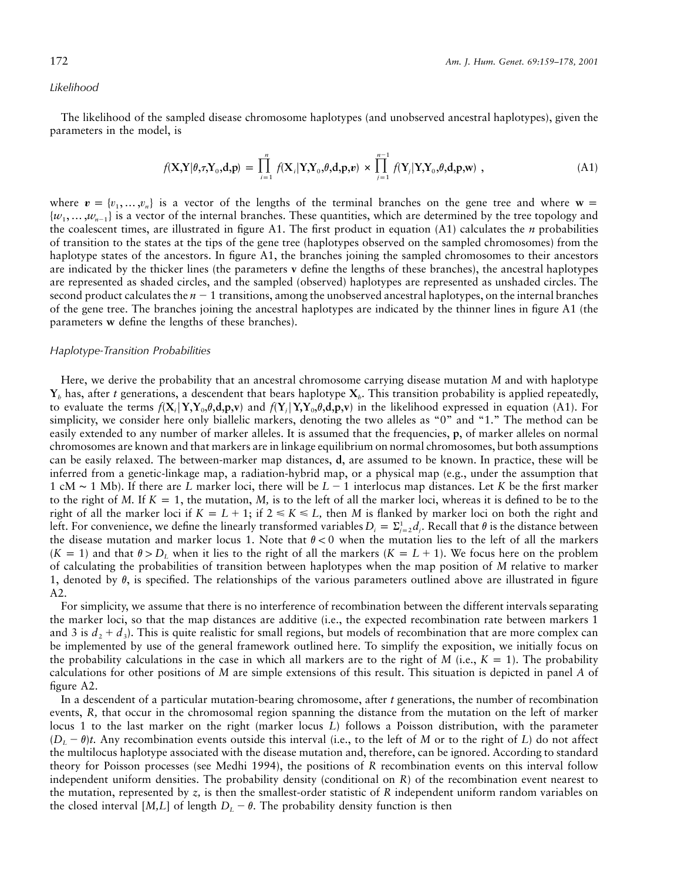*Likelihood*

The likelihood of the sampled disease chromosome haplotypes (and unobserved ancestral haplotypes), given the parameters in the model, is

$$f(\mathbf{X},\mathbf{Y}|\theta,\tau,\mathbf{Y}_0,\mathbf{d},\mathbf{p}) = \prod_{i=1}^{n} f(\mathbf{X}_i|\mathbf{Y},\mathbf{Y}_0,\theta,\mathbf{d},\mathbf{p},\boldsymbol{v}) \times \prod_{j=1}^{n-1} f(\mathbf{Y}_j|\mathbf{Y},\mathbf{Y}_0,\theta,\mathbf{d},\mathbf{p},\mathbf{w}) \ , \tag{A1}$$

where $\boldsymbol{v} = \{v_1,\ldots,v_n\}$ is a vector of the lengths of the terminal branches on the gene tree and where $\mathbf{w} = \{w_1,\ldots,w_{n-1}\}$ is a vector of the internal branches. These quantities, which are determined by the tree topology and the coalescent times, are illustrated in figure A1. The first product in equation (A1) calculates the $n$ probabilities of transition to the states at the tips of the gene tree (haplotypes observed on the sampled chromosomes) from the haplotype states of the ancestors. In figure A1, the branches joining the sampled chromosomes to their ancestors are indicated by the thicker lines (the parameters $\mathbf{v}$ define the lengths of these branches), the ancestral haplotypes are represented as shaded circles, and the sampled (observed) haplotypes are represented as unshaded circles. The second product calculates the $n-1$ transitions, among the unobserved ancestral haplotypes, on the internal branches of the gene tree. The branches joining the ancestral haplotypes are indicated by the thinner lines in figure A1 (the parameters $\mathbf{w}$ define the lengths of these branches).

*Haplotype-Transition Probabilities*

Here, we derive the probability that an ancestral chromosome carrying disease mutation $M$ and with haplotype $\mathbf{Y}_b$ has, after $t$ generations, a descendent that bears haplotype $\mathbf{X}_b$. This transition probability is applied repeatedly, to evaluate the terms $f(\mathbf{X}_i|\mathbf{Y},\mathbf{Y}_0,\theta,\mathbf{d},\mathbf{p},\mathbf{v})$ and $f(\mathbf{Y}_j|\mathbf{Y},\mathbf{Y}_0,\theta,\mathbf{d},\mathbf{p},\mathbf{v})$ in the likelihood expressed in equation (A1). For simplicity, we consider here only biallelic markers, denoting the two alleles as "0" and "1." The method can be easily extended to any number of marker alleles. It is assumed that the frequencies, $\mathbf{p}$, of marker alleles on normal chromosomes are known and that markers are in linkage equilibrium on normal chromosomes, but both assumptions can be easily relaxed. The between-marker map distances, $\mathbf{d}$, are assumed to be known. In practice, these will be inferred from a genetic-linkage map, a radiation-hybrid map, or a physical map (e.g., under the assumption that 1 cM ~ 1 Mb). If there are $L$ marker loci, there will be $L-1$ interlocus map distances. Let $K$ be the first marker to the right of $M$. If $K=1$, the mutation, $M$, is to the left of all the marker loci, whereas it is defined to be to the right of all the marker loci if $K=L+1$; if $2 \leqslant K \leqslant L$, then $M$ is flanked by marker loci on both the right and left. For convenience, we define the linearly transformed variables $D_i = \Sigma_{j=2}^{i} d_j$. Recall that $\theta$ is the distance between the disease mutation and marker locus 1. Note that $\theta < 0$ when the mutation lies to the left of all the markers ($K=1$) and that $\theta > D_L$ when it lies to the right of all the markers ($K=L+1$). We focus here on the problem of calculating the probabilities of transition between haplotypes when the map position of $M$ relative to marker 1, denoted by $\theta$, is specified. The relationships of the various parameters outlined above are illustrated in figure A2.

For simplicity, we assume that there is no interference of recombination between the different intervals separating the marker loci, so that the map distances are additive (i.e., the expected recombination rate between markers 1 and 3 is $d_2 + d_3$). This is quite realistic for small regions, but models of recombination that are more complex can be implemented by use of the general framework outlined here. To simplify the exposition, we initially focus on the probability calculations in the case in which all markers are to the right of $M$ (i.e., $K=1$). The probability calculations for other positions of $M$ are simple extensions of this result. This situation is depicted in panel *A* of figure A2.

In a descendent of a particular mutation-bearing chromosome, after $t$ generations, the number of recombination events, $R$, that occur in the chromosomal region spanning the distance from the mutation on the left of marker locus 1 to the last marker on the right (marker locus $L$) follows a Poisson distribution, with the parameter $(D_L - \theta)t$. Any recombination events outside this interval (i.e., to the left of $M$ or to the right of $L$) do not affect the multilocus haplotype associated with the disease mutation and, therefore, can be ignored. According to standard theory for Poisson processes (see Medhi 1994), the positions of $R$ recombination events on this interval follow independent uniform densities. The probability density (conditional on $R$) of the recombination event nearest to the mutation, represented by $z$, is then the smallest-order statistic of $R$ independent uniform random variables on the closed interval $[M,L]$ of length $D_L - \theta$. The probability density function is then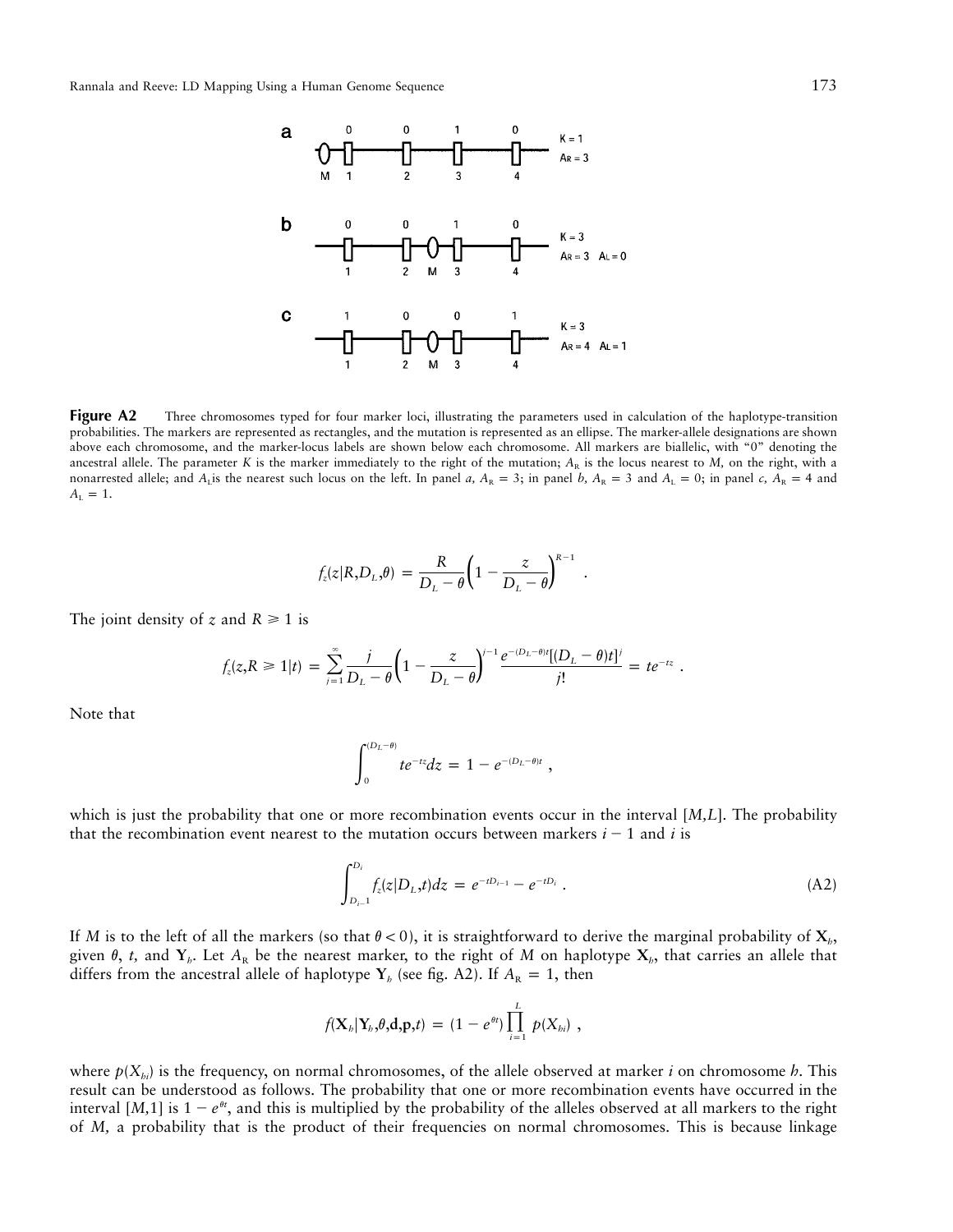**Figure A2** Three chromosomes typed for four marker loci, illustrating the parameters used in calculation of the haplotype-transition probabilities. The markers are represented as rectangles, and the mutation is represented as an ellipse. The marker-allele designations are shown above each chromosome, and the marker-locus labels are shown below each chromosome. All markers are biallelic, with "0" denoting the ancestral allele. The parameter $K$ is the marker immediately to the right of the mutation; $A_R$ is the locus nearest to $M$, on the right, with a nonarrested allele; and $A_L$ is the nearest such locus on the left. In panel *a*, $A_R = 3$; in panel *b*, $A_R = 3$ and $A_L = 0$; in panel *c*, $A_R = 4$ and $A_L = 1$.

$$f_z(z|R,D_L,\theta) = \frac{R}{D_L - \theta}\left(1 - \frac{z}{D_L - \theta}\right)^{R-1} .$$

The joint density of $z$ and $R \geqslant 1$ is

$$f_z(z,R \geqslant 1|t) = \sum_{j=1}^{\infty} \frac{j}{D_L - \theta}\left(1 - \frac{z}{D_L - \theta}\right)^{j-1} \frac{e^{-(D_L-\theta)t}[(D_L - \theta)t]^j}{j!} = te^{-tz} .$$

Note that

$$\int_0^{(D_L-\theta)} te^{-tz}dz = 1 - e^{-(D_L-\theta)t} ,$$

which is just the probability that one or more recombination events occur in the interval $[M,L]$. The probability that the recombination event nearest to the mutation occurs between markers $i-1$ and $i$ is

$$\int_{D_{i-1}}^{D_i} f_z(z|D_L,t)dz = e^{-tD_{i-1}} - e^{-tD_i} . \tag{A2}$$

If $M$ is to the left of all the markers (so that $\theta < 0$), it is straightforward to derive the marginal probability of $\mathbf{X}_h$, given $\theta$, $t$, and $\mathbf{Y}_h$. Let $A_R$ be the nearest marker, to the right of $M$ on haplotype $\mathbf{X}_h$, that carries an allele that differs from the ancestral allele of haplotype $\mathbf{Y}_h$ (see fig. A2). If $A_R = 1$, then

$$f(\mathbf{X}_h|\mathbf{Y}_h,\theta,\mathbf{d},\mathbf{p},t) = (1 - e^{\theta t})\prod_{i=1}^{L} p(X_{hi}) ,$$

where $p(X_{hi})$ is the frequency, on normal chromosomes, of the allele observed at marker $i$ on chromosome $h$. This result can be understood as follows. The probability that one or more recombination events have occurred in the interval $[M,1]$ is $1 - e^{\theta t}$, and this is multiplied by the probability of the alleles observed at all markers to the right of $M$, a probability that is the product of their frequencies on normal chromosomes. This is because linkage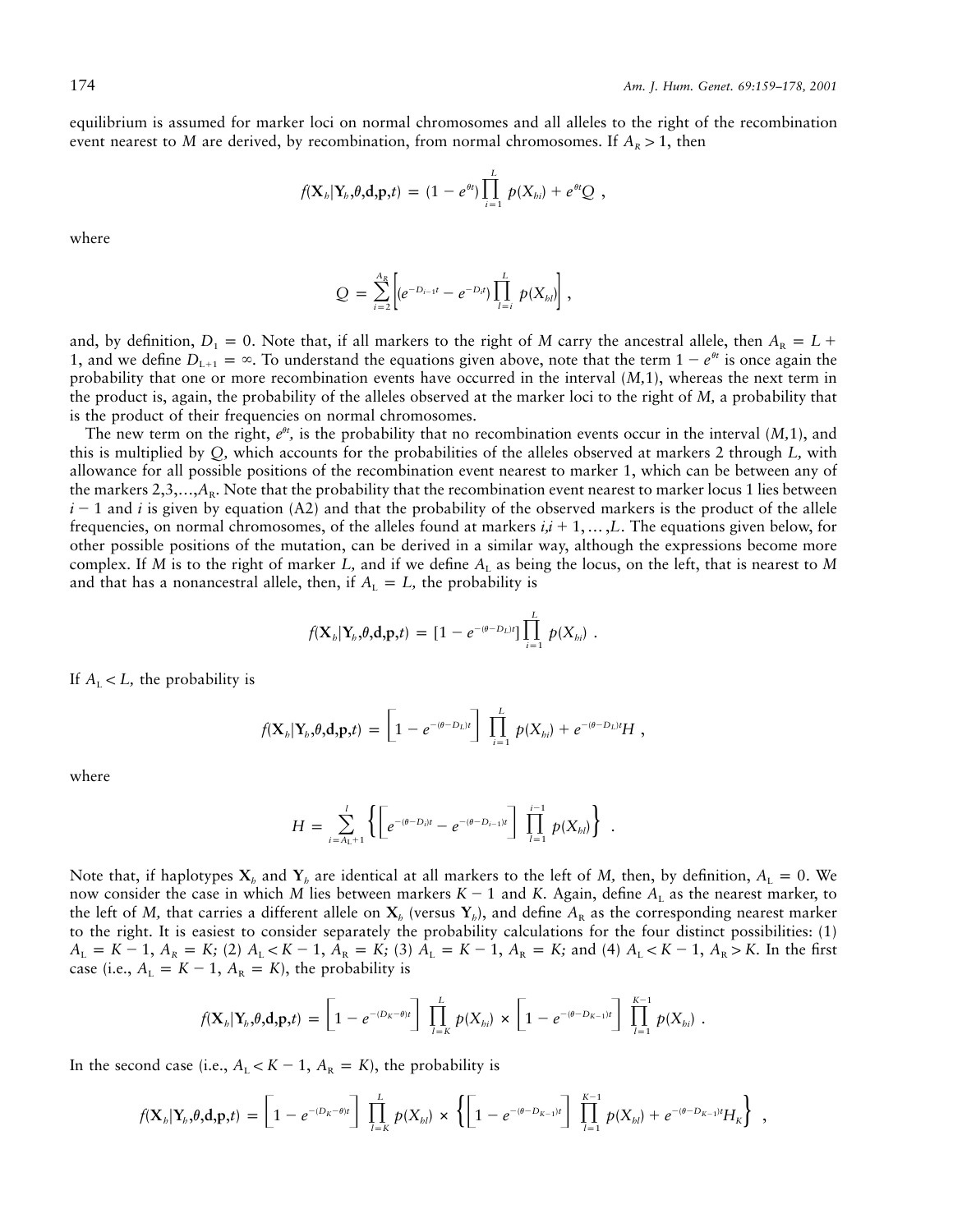equilibrium is assumed for marker loci on normal chromosomes and all alleles to the right of the recombination event nearest to $M$ are derived, by recombination, from normal chromosomes. If $A_R > 1$, then

$$f(\mathbf{X}_b|\mathbf{Y}_b,\theta,\mathbf{d},\mathbf{p},t) = (1 - e^{\theta t})\prod_{i=1}^{L} p(X_{bi}) + e^{\theta t}Q \ ,$$

where

$$Q = \sum_{i=2}^{A_R}\left[(e^{-D_{i-1}t} - e^{-D_i t})\prod_{l=i}^{L} p(X_{bl})\right] ,$$

and, by definition, $D_1 = 0$. Note that, if all markers to the right of $M$ carry the ancestral allele, then $A_R = L + 1$, and we define $D_{L+1} = \infty$. To understand the equations given above, note that the term $1 - e^{\theta t}$ is once again the probability that one or more recombination events have occurred in the interval $(M,1)$, whereas the next term in the product is, again, the probability of the alleles observed at the marker loci to the right of $M$, a probability that is the product of their frequencies on normal chromosomes.

The new term on the right, $e^{\theta t}$, is the probability that no recombination events occur in the interval $(M,1)$, and this is multiplied by $Q$, which accounts for the probabilities of the alleles observed at markers 2 through $L$, with allowance for all possible positions of the recombination event nearest to marker 1, which can be between any of the markers $2,3,\ldots,A_R$. Note that the probability that the recombination event nearest to marker locus 1 lies between $i-1$ and $i$ is given by equation (A2) and that the probability of the observed markers is the product of the allele frequencies, on normal chromosomes, of the alleles found at markers $i,i+1,\ldots,L$. The equations given below, for other possible positions of the mutation, can be derived in a similar way, although the expressions become more complex. If $M$ is to the right of marker $L$, and if we define $A_L$ as being the locus, on the left, that is nearest to $M$ and that has a nonancestral allele, then, if $A_L = L$, the probability is

$$f(\mathbf{X}_b|\mathbf{Y}_b,\theta,\mathbf{d},\mathbf{p},t) = [1 - e^{-(\theta-D_L)t}]\prod_{i=1}^{L} p(X_{bi}) \ .$$

If $A_L < L$, the probability is

$$f(\mathbf{X}_b|\mathbf{Y}_b,\theta,\mathbf{d},\mathbf{p},t) = \left[1 - e^{-(\theta-D_L)t}\right]\prod_{i=1}^{L} p(X_{bi}) + e^{-(\theta-D_L)t}H \ ,$$

where

$$H = \sum_{i=A_L+1}^{l}\left\{\left[e^{-(\theta-D_i)t} - e^{-(\theta-D_{i-1})t}\right]\prod_{l=1}^{i-1} p(X_{bl})\right\} \ .$$

Note that, if haplotypes $\mathbf{X}_b$ and $\mathbf{Y}_b$ are identical at all markers to the left of $M$, then, by definition, $A_L = 0$. We now consider the case in which $M$ lies between markers $K-1$ and $K$. Again, define $A_L$ as the nearest marker, to the left of $M$, that carries a different allele on $\mathbf{X}_b$ (versus $\mathbf{Y}_b$), and define $A_R$ as the corresponding nearest marker to the right. It is easiest to consider separately the probability calculations for the four distinct possibilities: (1) $A_L = K-1$, $A_R = K$; (2) $A_L < K-1$, $A_R = K$; (3) $A_L = K-1$, $A_R = K$; and (4) $A_L < K-1$, $A_R > K$. In the first case (i.e., $A_L = K-1$, $A_R = K$), the probability is

$$f(\mathbf{X}_b|\mathbf{Y}_b,\theta,\mathbf{d},\mathbf{p},t) = \left[1 - e^{-(D_K-\theta)t}\right]\prod_{l=K}^{L} p(X_{bi}) \times \left[1 - e^{-(\theta-D_{K-1})t}\right]\prod_{l=1}^{K-1} p(X_{bi}) \ .$$

In the second case (i.e., $A_L < K-1$, $A_R = K$), the probability is

$$f(\mathbf{X}_b|\mathbf{Y}_b,\theta,\mathbf{d},\mathbf{p},t) = \left[1 - e^{-(D_K-\theta)t}\right]\prod_{l=K}^{L} p(X_{bl}) \times \left\{\left[1 - e^{-(\theta-D_{K-1})t}\right]\prod_{l=1}^{K-1} p(X_{bl}) + e^{-(\theta-D_{K-1})t}H_K\right\} \ ,$$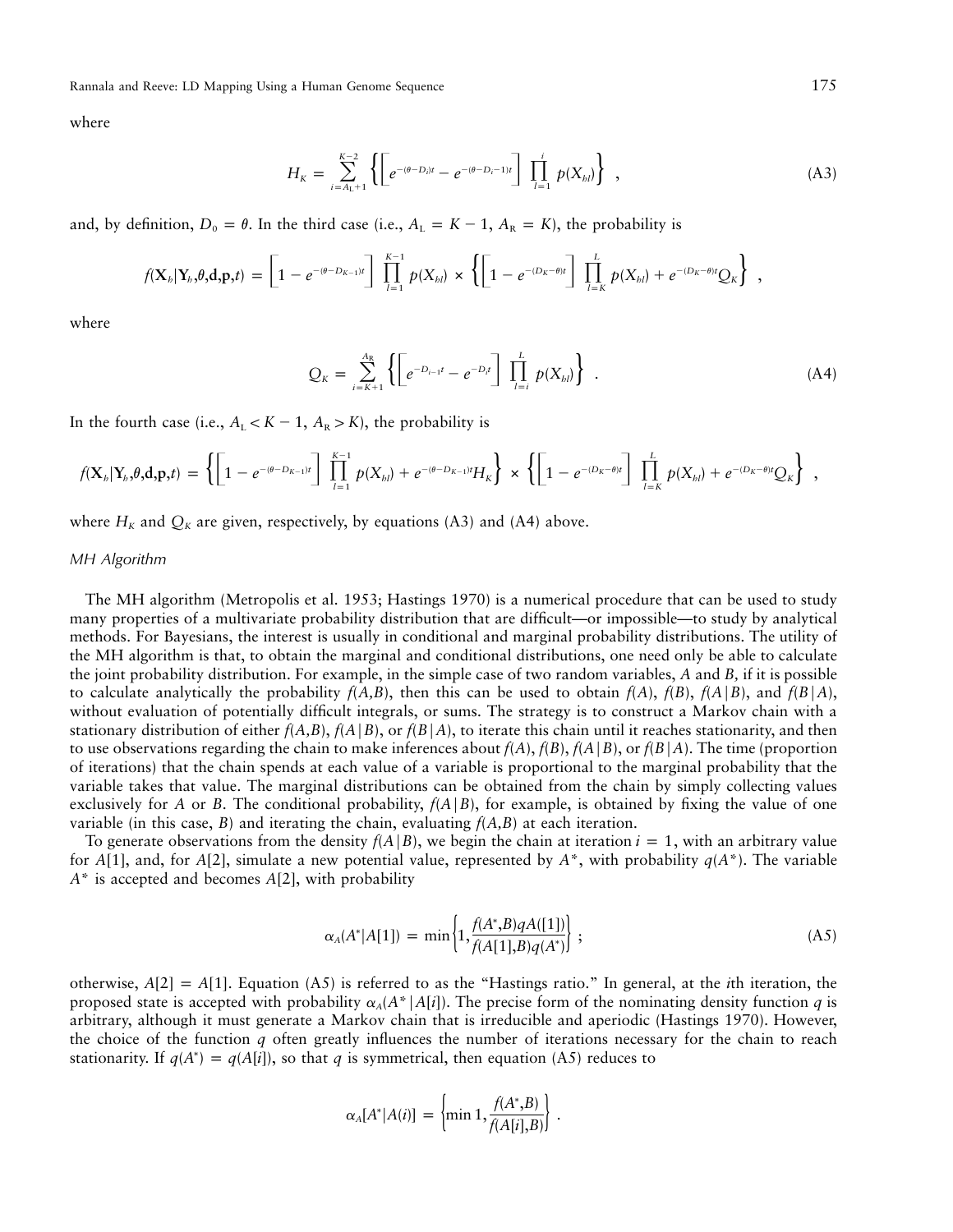where

$$H_K = \sum_{i=A_L+1}^{K-2} \left\{ \left[ e^{-(\theta - D_i)t} - e^{-(\theta - D_i - 1)t} \right] \prod_{l=1}^{i} p(X_{bl}) \right\} , \tag{A3}$$

and, by definition, $D_0 = \theta$. In the third case (i.e., $A_L = K - 1$, $A_R = K$), the probability is

$$f(\mathbf{X}_b|\mathbf{Y}_b,\theta,\mathbf{d},\mathbf{p},t) = \left[ 1 - e^{-(\theta - D_{K-1})t} \right] \prod_{l=1}^{K-1} p(X_{bl}) \times \left\{ \left[ 1 - e^{-(D_K - \theta)t} \right] \prod_{l=K}^{L} p(X_{bl}) + e^{-(D_K - \theta)t} Q_K \right\} ,$$

where

$$Q_K = \sum_{i=K+1}^{A_R} \left\{ \left[ e^{-D_{i-1}t} - e^{-D_i t} \right] \prod_{l=i}^{L} p(X_{bl}) \right\} . \tag{A4}$$

In the fourth case (i.e., $A_L < K - 1$, $A_R > K$), the probability is

$$f(\mathbf{X}_b|\mathbf{Y}_b,\theta,\mathbf{d},\mathbf{p},t) = \left\{ \left[ 1 - e^{-(\theta - D_{K-1})t} \right] \prod_{l=1}^{K-1} p(X_{bl}) + e^{-(\theta - D_{K-1})t} H_K \right\} \times \left\{ \left[ 1 - e^{-(D_K - \theta)t} \right] \prod_{l=K}^{L} p(X_{bl}) + e^{-(D_K - \theta)t} Q_K \right\} ,$$

where $H_K$ and $Q_K$ are given, respectively, by equations (A3) and (A4) above.

### *MH Algorithm*

The MH algorithm (Metropolis et al. 1953; Hastings 1970) is a numerical procedure that can be used to study many properties of a multivariate probability distribution that are difficult—or impossible—to study by analytical methods. For Bayesians, the interest is usually in conditional and marginal probability distributions. The utility of the MH algorithm is that, to obtain the marginal and conditional distributions, one need only be able to calculate the joint probability distribution. For example, in the simple case of two random variables, *A* and *B*, if it is possible to calculate analytically the probability $f(A,B)$, then this can be used to obtain $f(A)$, $f(B)$, $f(A|B)$, and $f(B|A)$, without evaluation of potentially difficult integrals, or sums. The strategy is to construct a Markov chain with a stationary distribution of either $f(A,B)$, $f(A|B)$, or $f(B|A)$, to iterate this chain until it reaches stationarity, and then to use observations regarding the chain to make inferences about $f(A)$, $f(B)$, $f(A|B)$, or $f(B|A)$. The time (proportion of iterations) that the chain spends at each value of a variable is proportional to the marginal probability that the variable takes that value. The marginal distributions can be obtained from the chain by simply collecting values exclusively for *A* or *B*. The conditional probability, $f(A|B)$, for example, is obtained by fixing the value of one variable (in this case, *B*) and iterating the chain, evaluating $f(A,B)$ at each iteration.

To generate observations from the density $f(A|B)$, we begin the chain at iteration $i = 1$, with an arbitrary value for $A[1]$, and, for $A[2]$, simulate a new potential value, represented by $A^*$, with probability $q(A^*)$. The variable $A^*$ is accepted and becomes $A[2]$, with probability

$$\alpha_A(A^*|A[1]) = \min\left\{1, \frac{f(A^*,B)qA([1])}{f(A[1],B)q(A^*)}\right\} ; \tag{A5}$$

otherwise, $A[2] = A[1]$. Equation (A5) is referred to as the "Hastings ratio." In general, at the *i*th iteration, the proposed state is accepted with probability $\alpha_A(A^*|A[i])$. The precise form of the nominating density function *q* is arbitrary, although it must generate a Markov chain that is irreducible and aperiodic (Hastings 1970). However, the choice of the function *q* often greatly influences the number of iterations necessary for the chain to reach stationarity. If $q(A^*) = q(A[i])$, so that *q* is symmetrical, then equation (A5) reduces to

$$\alpha_A[A^*|A(i)] = \left\{\min 1, \frac{f(A^*,B)}{f(A[i],B)}\right\} .$$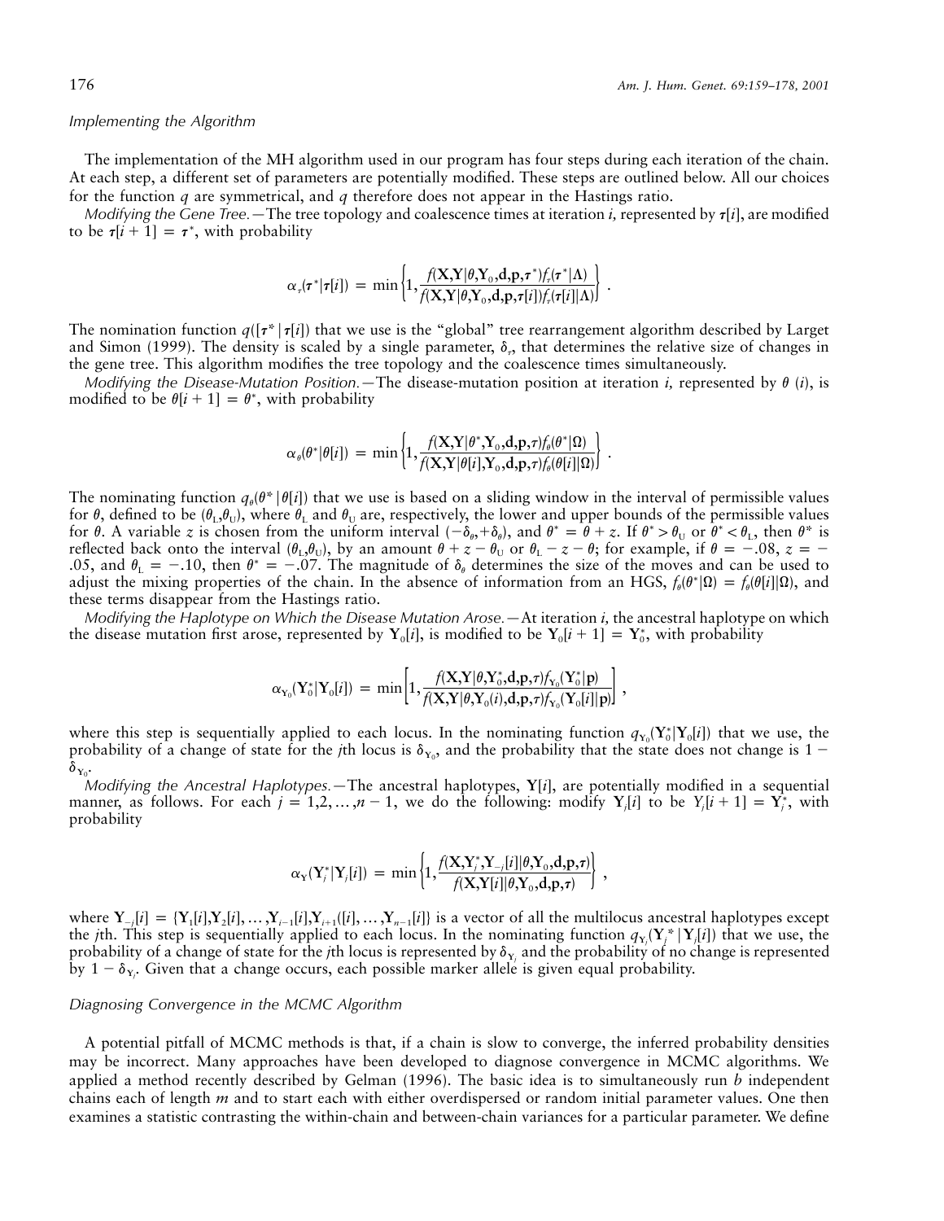*Implementing the Algorithm*

The implementation of the MH algorithm used in our program has four steps during each iteration of the chain. At each step, a different set of parameters are potentially modified. These steps are outlined below. All our choices for the function $q$ are symmetrical, and $q$ therefore does not appear in the Hastings ratio.

*Modifying the Gene Tree.*—The tree topology and coalescence times at iteration $i$, represented by $\boldsymbol{\tau}[i]$, are modified to be $\boldsymbol{\tau}[i+1] = \boldsymbol{\tau}^*$, with probability

$$\alpha_\tau(\boldsymbol{\tau}^*|\boldsymbol{\tau}[i]) = \min\left\{1, \frac{f(\mathbf{X},\mathbf{Y}|\theta,\mathbf{Y}_0,\mathbf{d},\mathbf{p},\boldsymbol{\tau}^*)f_\tau(\boldsymbol{\tau}^*|\Lambda)}{f(\mathbf{X},\mathbf{Y}|\theta,\mathbf{Y}_0,\mathbf{d},\mathbf{p},\boldsymbol{\tau}[i])f_\tau(\boldsymbol{\tau}[i]|\Lambda)}\right\} .$$

The nomination function $q([\boldsymbol{\tau}^*|\boldsymbol{\tau}[i])$ that we use is the "global" tree rearrangement algorithm described by Larget and Simon (1999). The density is scaled by a single parameter, $\delta_\tau$, that determines the relative size of changes in the gene tree. This algorithm modifies the tree topology and the coalescence times simultaneously.

*Modifying the Disease-Mutation Position.*—The disease-mutation position at iteration $i$, represented by $\theta$ ($i$), is modified to be $\theta[i+1] = \theta^*$, with probability

$$\alpha_\theta(\theta^*|\theta[i]) = \min\left\{1, \frac{f(\mathbf{X},\mathbf{Y}|\theta^*,\mathbf{Y}_0,\mathbf{d},\mathbf{p},\tau)f_\theta(\theta^*|\Omega)}{f(\mathbf{X},\mathbf{Y}|\theta[i],\mathbf{Y}_0,\mathbf{d},\mathbf{p},\tau)f_\theta(\theta[i]|\Omega)}\right\} .$$

The nominating function $q_\theta(\theta^*|\theta[i])$ that we use is based on a sliding window in the interval of permissible values for $\theta$, defined to be $(\theta_L,\theta_U)$, where $\theta_L$ and $\theta_U$ are, respectively, the lower and upper bounds of the permissible values for $\theta$. A variable $z$ is chosen from the uniform interval $(-\delta_\theta,+\delta_\theta)$, and $\theta^* = \theta + z$. If $\theta^* > \theta_U$ or $\theta^* < \theta_L$, then $\theta^*$ is reflected back onto the interval $(\theta_L,\theta_U)$, by an amount $\theta + z - \theta_U$ or $\theta_L - z - \theta$; for example, if $\theta = -.08$, $z = -.05$, and $\theta_L = -.10$, then $\theta^* = -.07$. The magnitude of $\delta_\theta$ determines the size of the moves and can be used to adjust the mixing properties of the chain. In the absence of information from an HGS, $f_\theta(\theta^*|\Omega) = f_\theta(\theta[i]|\Omega)$, and these terms disappear from the Hastings ratio.

*Modifying the Haplotype on Which the Disease Mutation Arose.*—At iteration $i$, the ancestral haplotype on which the disease mutation first arose, represented by $\mathbf{Y}_0[i]$, is modified to be $\mathbf{Y}_0[i+1] = \mathbf{Y}_0^*$, with probability

$$\alpha_{\mathbf{Y}_0}(\mathbf{Y}_0^*|\mathbf{Y}_0[i]) = \min\left[1, \frac{f(\mathbf{X},\mathbf{Y}|\theta,\mathbf{Y}_0^*,\mathbf{d},\mathbf{p},\tau)f_{\mathbf{Y}_0}(\mathbf{Y}_0^*|\mathbf{p})}{f(\mathbf{X},\mathbf{Y}|\theta,\mathbf{Y}_0(i),\mathbf{d},\mathbf{p},\tau)f_{\mathbf{Y}_0}(\mathbf{Y}_0[i]|\mathbf{p})}\right] ,$$

where this step is sequentially applied to each locus. In the nominating function $q_{\mathbf{Y}_0}(\mathbf{Y}_0^*|\mathbf{Y}_0[i])$ that we use, the probability of a change of state for the $j$th locus is $\delta_{\mathbf{Y}_0}$, and the probability that the state does not change is $1 - \delta_{\mathbf{Y}_0}$.

*Modifying the Ancestral Haplotypes.*—The ancestral haplotypes, $\mathbf{Y}[i]$, are potentially modified in a sequential manner, as follows. For each $j = 1,2,\ldots,n-1$, we do the following: modify $\mathbf{Y}_j[i]$ to be $Y_j[i+1] = \mathbf{Y}_j^*$, with probability

$$\alpha_{\mathbf{Y}}(\mathbf{Y}_j^*|\mathbf{Y}_j[i]) = \min\left\{1, \frac{f(\mathbf{X},\mathbf{Y}_j^*,\mathbf{Y}_{-j}[i]|\theta,\mathbf{Y}_0,\mathbf{d},\mathbf{p},\tau)}{f(\mathbf{X},\mathbf{Y}[i]|\theta,\mathbf{Y}_0,\mathbf{d},\mathbf{p},\tau)}\right\} ,$$

where $\mathbf{Y}_{-j}[i] = \{\mathbf{Y}_1[i],\mathbf{Y}_2[i],\ldots,\mathbf{Y}_{i-1}[i],\mathbf{Y}_{i+1}([i],\ldots,\mathbf{Y}_{n-1}[i]\}$ is a vector of all the multilocus ancestral haplotypes except the $j$th. This step is sequentially applied to each locus. In the nominating function $q_{\mathbf{Y}_j}(\mathbf{Y}_j^*|\mathbf{Y}_j[i])$ that we use, the probability of a change of state for the $j$th locus is represented by $\delta_{\mathbf{Y}_j}$ and the probability of no change is represented by $1 - \delta_{\mathbf{Y}_j}$. Given that a change occurs, each possible marker allele is given equal probability.

*Diagnosing Convergence in the MCMC Algorithm*

A potential pitfall of MCMC methods is that, if a chain is slow to converge, the inferred probability densities may be incorrect. Many approaches have been developed to diagnose convergence in MCMC algorithms. We applied a method recently described by Gelman (1996). The basic idea is to simultaneously run $b$ independent chains each of length $m$ and to start each with either overdispersed or random initial parameter values. One then examines a statistic contrasting the within-chain and between-chain variances for a particular parameter. We define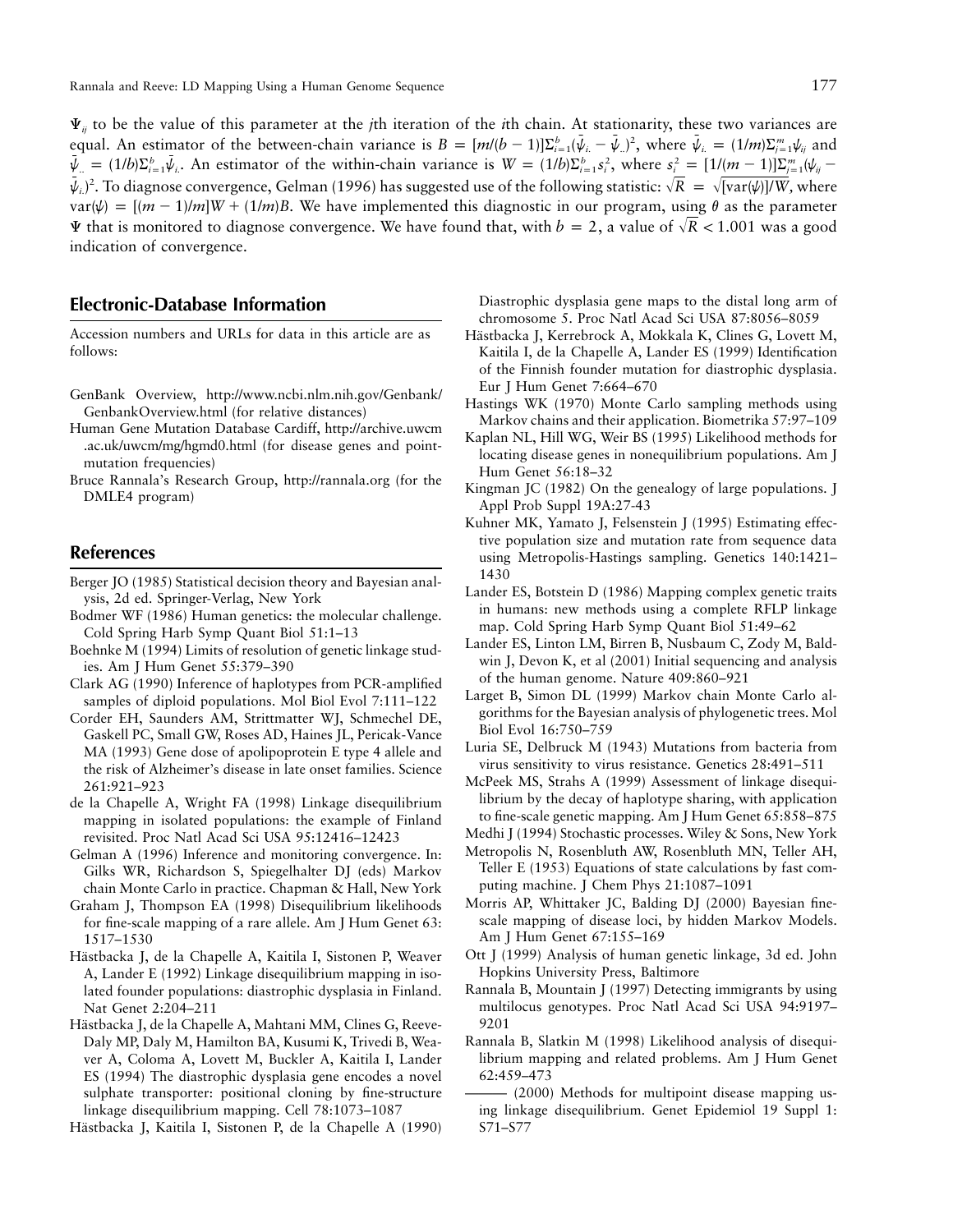$\Psi_{ij}$ to be the value of this parameter at the $j$th iteration of the $i$th chain. At stationarity, these two variances are equal. An estimator of the between-chain variance is $B = [m/(b-1)]\Sigma_{i=1}^{b}(\bar{\psi}_{i.} - \bar{\psi}_{..})^2$, where $\bar{\psi}_{i.} = (1/m)\Sigma_{j=1}^{m}\psi_{ij}$ and $\bar{\psi}_{..} = (1/b)\Sigma_{i=1}^{b}\bar{\psi}_{i.}$. An estimator of the within-chain variance is $W = (1/b)\Sigma_{i=1}^{b}s_i^2$, where $s_i^2 = [1/(m-1)]\Sigma_{j=1}^{m}(\psi_{ij} - \bar{\psi}_{i.})^2$. To diagnose convergence, Gelman (1996) has suggested use of the following statistic: $\sqrt{R} = \sqrt{[\text{var}(\psi)]/W}$, where $\text{var}(\psi) = [(m-1)/m]W + (1/m)B$. We have implemented this diagnostic in our program, using $\theta$ as the parameter $\Psi$ that is monitored to diagnose convergence. We have found that, with $b = 2$, a value of $\sqrt{R} < 1.001$ was a good indication of convergence.

## Electronic-Database Information

Accession numbers and URLs for data in this article are as follows:

GenBank Overview, http://www.ncbi.nlm.nih.gov/Genbank/GenbankOverview.html (for relative distances)

Human Gene Mutation Database Cardiff, http://archive.uwcm.ac.uk/uwcm/mg/hgmd0.html (for disease genes and point-mutation frequencies)

Bruce Rannala's Research Group, http://rannala.org (for the DMLE4 program)

## References

Berger JO (1985) Statistical decision theory and Bayesian analysis, 2d ed. Springer-Verlag, New York

Bodmer WF (1986) Human genetics: the molecular challenge. Cold Spring Harb Symp Quant Biol 51:1–13

Boehnke M (1994) Limits of resolution of genetic linkage studies. Am J Hum Genet 55:379–390

Clark AG (1990) Inference of haplotypes from PCR-amplified samples of diploid populations. Mol Biol Evol 7:111–122

Corder EH, Saunders AM, Strittmatter WJ, Schmechel DE, Gaskell PC, Small GW, Roses AD, Haines JL, Pericak-Vance MA (1993) Gene dose of apolipoprotein E type 4 allele and the risk of Alzheimer's disease in late onset families. Science 261:921–923

de la Chapelle A, Wright FA (1998) Linkage disequilibrium mapping in isolated populations: the example of Finland revisited. Proc Natl Acad Sci USA 95:12416–12423

Gelman A (1996) Inference and monitoring convergence. In: Gilks WR, Richardson S, Spiegelhalter DJ (eds) Markov chain Monte Carlo in practice. Chapman & Hall, New York

Graham J, Thompson EA (1998) Disequilibrium likelihoods for fine-scale mapping of a rare allele. Am J Hum Genet 63:1517–1530

Hästbacka J, de la Chapelle A, Kaitila I, Sistonen P, Weaver A, Lander E (1992) Linkage disequilibrium mapping in isolated founder populations: diastrophic dysplasia in Finland. Nat Genet 2:204–211

Hästbacka J, de la Chapelle A, Mahtani MM, Clines G, Reeve-Daly MP, Daly M, Hamilton BA, Kusumi K, Trivedi B, Weaver A, Coloma A, Lovett M, Buckler A, Kaitila I, Lander ES (1994) The diastrophic dysplasia gene encodes a novel sulphate transporter: positional cloning by fine-structure linkage disequilibrium mapping. Cell 78:1073–1087

Hästbacka J, Kaitila I, Sistonen P, de la Chapelle A (1990) Diastrophic dysplasia gene maps to the distal long arm of chromosome 5. Proc Natl Acad Sci USA 87:8056–8059

Hästbacka J, Kerrebrock A, Mokkala K, Clines G, Lovett M, Kaitila I, de la Chapelle A, Lander ES (1999) Identification of the Finnish founder mutation for diastrophic dysplasia. Eur J Hum Genet 7:664–670

Hastings WK (1970) Monte Carlo sampling methods using Markov chains and their application. Biometrika 57:97–109

Kaplan NL, Hill WG, Weir BS (1995) Likelihood methods for locating disease genes in nonequilibrium populations. Am J Hum Genet 56:18–32

Kingman JC (1982) On the genealogy of large populations. J Appl Prob Suppl 19A:27-43

Kuhner MK, Yamato J, Felsenstein J (1995) Estimating effective population size and mutation rate from sequence data using Metropolis-Hastings sampling. Genetics 140:1421–1430

Lander ES, Botstein D (1986) Mapping complex genetic traits in humans: new methods using a complete RFLP linkage map. Cold Spring Harb Symp Quant Biol 51:49–62

Lander ES, Linton LM, Birren B, Nusbaum C, Zody M, Baldwin J, Devon K, et al (2001) Initial sequencing and analysis of the human genome. Nature 409:860–921

Larget B, Simon DL (1999) Markov chain Monte Carlo algorithms for the Bayesian analysis of phylogenetic trees. Mol Biol Evol 16:750–759

Luria SE, Delbruck M (1943) Mutations from bacteria from virus sensitivity to virus resistance. Genetics 28:491–511

McPeek MS, Strahs A (1999) Assessment of linkage disequilibrium by the decay of haplotype sharing, with application to fine-scale genetic mapping. Am J Hum Genet 65:858–875

Medhi J (1994) Stochastic processes. Wiley & Sons, New York

Metropolis N, Rosenbluth AW, Rosenbluth MN, Teller AH, Teller E (1953) Equations of state calculations by fast computing machine. J Chem Phys 21:1087–1091

Morris AP, Whittaker JC, Balding DJ (2000) Bayesian fine-scale mapping of disease loci, by hidden Markov Models. Am J Hum Genet 67:155–169

Ott J (1999) Analysis of human genetic linkage, 3d ed. John Hopkins University Press, Baltimore

Rannala B, Mountain J (1997) Detecting immigrants by using multilocus genotypes. Proc Natl Acad Sci USA 94:9197–9201

Rannala B, Slatkin M (1998) Likelihood analysis of disequilibrium mapping and related problems. Am J Hum Genet 62:459–473

——— (2000) Methods for multipoint disease mapping using linkage disequilibrium. Genet Epidemiol 19 Suppl 1: S71–S77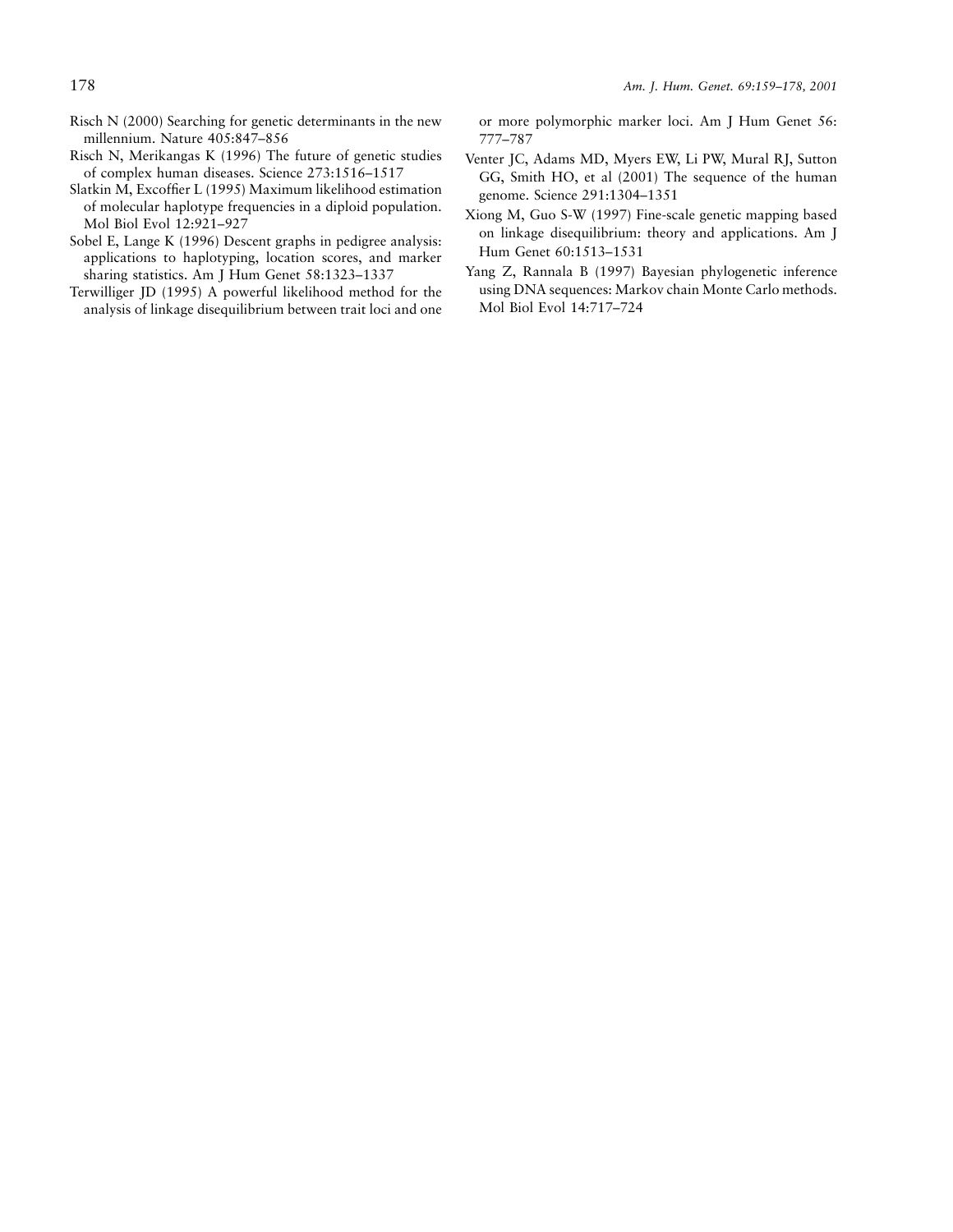Risch N (2000) Searching for genetic determinants in the new millennium. Nature 405:847–856

Risch N, Merikangas K (1996) The future of genetic studies of complex human diseases. Science 273:1516–1517

Slatkin M, Excoffier L (1995) Maximum likelihood estimation of molecular haplotype frequencies in a diploid population. Mol Biol Evol 12:921–927

Sobel E, Lange K (1996) Descent graphs in pedigree analysis: applications to haplotyping, location scores, and marker sharing statistics. Am J Hum Genet 58:1323–1337

Terwilliger JD (1995) A powerful likelihood method for the analysis of linkage disequilibrium between trait loci and one or more polymorphic marker loci. Am J Hum Genet 56: 777–787

Venter JC, Adams MD, Myers EW, Li PW, Mural RJ, Sutton GG, Smith HO, et al (2001) The sequence of the human genome. Science 291:1304–1351

Xiong M, Guo S-W (1997) Fine-scale genetic mapping based on linkage disequilibrium: theory and applications. Am J Hum Genet 60:1513–1531

Yang Z, Rannala B (1997) Bayesian phylogenetic inference using DNA sequences: Markov chain Monte Carlo methods. Mol Biol Evol 14:717–724